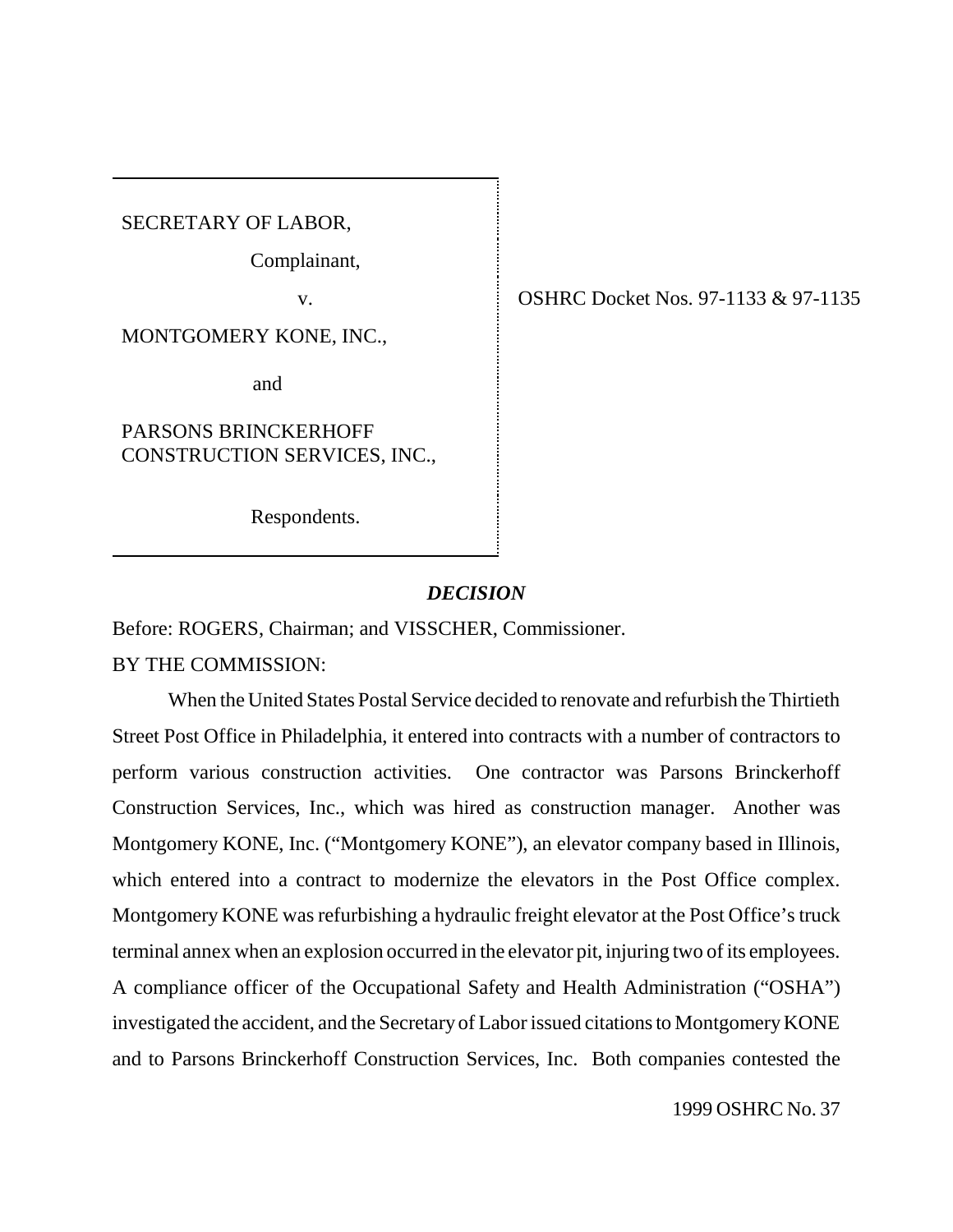SECRETARY OF LABOR,

Complainant,

v.

MONTGOMERY KONE, INC.,

and

PARSONS BRINCKERHOFF CONSTRUCTION SERVICES, INC.,

Respondents.

OSHRC Docket Nos. 97-1133 & 97-1135

## *DECISION*

Before: ROGERS, Chairman; and VISSCHER, Commissioner.

BY THE COMMISSION:

When the United States Postal Service decided to renovate and refurbish the Thirtieth Street Post Office in Philadelphia, it entered into contracts with a number of contractors to perform various construction activities. One contractor was Parsons Brinckerhoff Construction Services, Inc., which was hired as construction manager. Another was Montgomery KONE, Inc. ("Montgomery KONE"), an elevator company based in Illinois, which entered into a contract to modernize the elevators in the Post Office complex. Montgomery KONE was refurbishing a hydraulic freight elevator at the Post Office's truck terminal annex when an explosion occurred in the elevator pit, injuring two of its employees. A compliance officer of the Occupational Safety and Health Administration ("OSHA") investigated the accident, and the Secretary of Labor issued citations to Montgomery KONE and to Parsons Brinckerhoff Construction Services, Inc. Both companies contested the

1999 OSHRC No. 37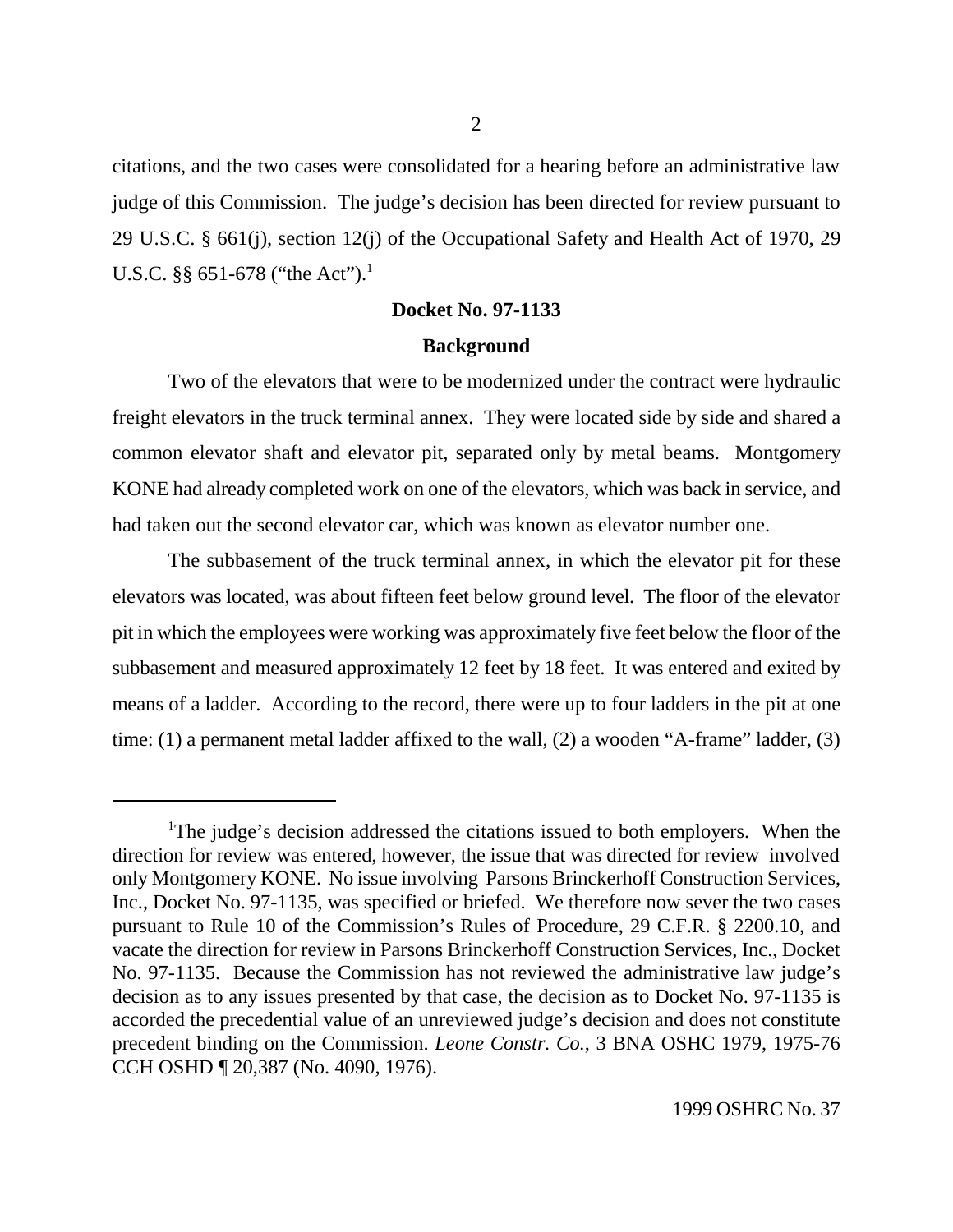citations, and the two cases were consolidated for a hearing before an administrative law judge of this Commission. The judge's decision has been directed for review pursuant to 29 U.S.C. § 661(j), section 12(j) of the Occupational Safety and Health Act of 1970, 29 U.S.C. §§ 651-678 ("the Act").[1]

**Docket No. 97-1133**

**Background**

Two of the elevators that were to be modernized under the contract were hydraulic freight elevators in the truck terminal annex. They were located side by side and shared a common elevator shaft and elevator pit, separated only by metal beams. Montgomery KONE had already completed work on one of the elevators, which was back in service, and had taken out the second elevator car, which was known as elevator number one.

The subbasement of the truck terminal annex, in which the elevator pit for these elevators was located, was about fifteen feet below ground level. The floor of the elevator pit in which the employees were working was approximately five feet below the floor of the subbasement and measured approximately 12 feet by 18 feet. It was entered and exited by means of a ladder. According to the record, there were up to four ladders in the pit at one time: (1) a permanent metal ladder affixed to the wall, (2) a wooden "A-frame" ladder, (3)

---

[1]The judge's decision addressed the citations issued to both employers. When the direction for review was entered, however, the issue that was directed for review involved only Montgomery KONE. No issue involving Parsons Brinckerhoff Construction Services, Inc., Docket No. 97-1135, was specified or briefed. We therefore now sever the two cases pursuant to Rule 10 of the Commission's Rules of Procedure, 29 C.F.R. § 2200.10, and vacate the direction for review in Parsons Brinckerhoff Construction Services, Inc., Docket No. 97-1135. Because the Commission has not reviewed the administrative law judge's decision as to any issues presented by that case, the decision as to Docket No. 97-1135 is accorded the precedential value of an unreviewed judge's decision and does not constitute precedent binding on the Commission. *Leone Constr. Co.*, 3 BNA OSHC 1979, 1975-76 CCH OSHD ¶ 20,387 (No. 4090, 1976).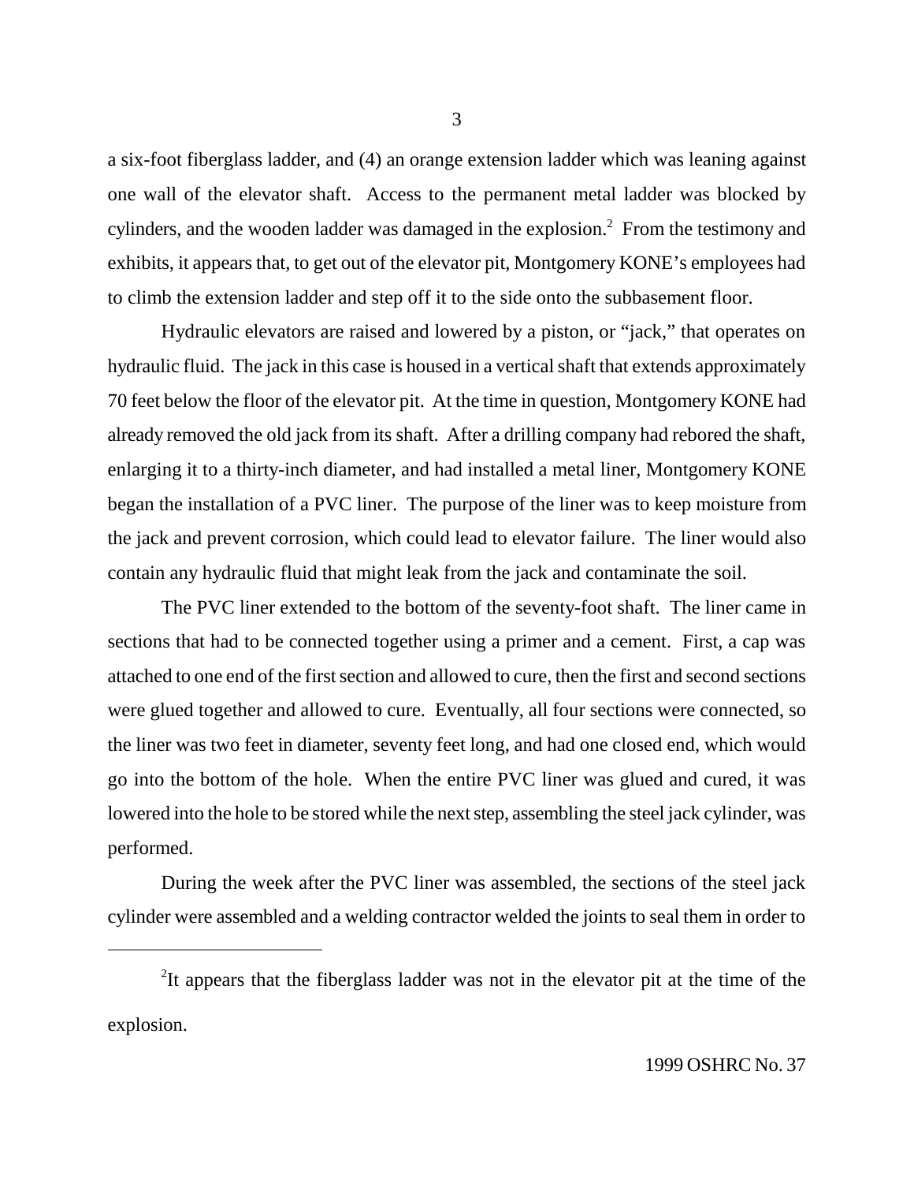a six-foot fiberglass ladder, and (4) an orange extension ladder which was leaning against one wall of the elevator shaft. Access to the permanent metal ladder was blocked by cylinders, and the wooden ladder was damaged in the explosion.[2] From the testimony and exhibits, it appears that, to get out of the elevator pit, Montgomery KONE's employees had to climb the extension ladder and step off it to the side onto the subbasement floor.

Hydraulic elevators are raised and lowered by a piston, or "jack," that operates on hydraulic fluid. The jack in this case is housed in a vertical shaft that extends approximately 70 feet below the floor of the elevator pit. At the time in question, Montgomery KONE had already removed the old jack from its shaft. After a drilling company had rebored the shaft, enlarging it to a thirty-inch diameter, and had installed a metal liner, Montgomery KONE began the installation of a PVC liner. The purpose of the liner was to keep moisture from the jack and prevent corrosion, which could lead to elevator failure. The liner would also contain any hydraulic fluid that might leak from the jack and contaminate the soil.

The PVC liner extended to the bottom of the seventy-foot shaft. The liner came in sections that had to be connected together using a primer and a cement. First, a cap was attached to one end of the first section and allowed to cure, then the first and second sections were glued together and allowed to cure. Eventually, all four sections were connected, so the liner was two feet in diameter, seventy feet long, and had one closed end, which would go into the bottom of the hole. When the entire PVC liner was glued and cured, it was lowered into the hole to be stored while the next step, assembling the steel jack cylinder, was performed.

During the week after the PVC liner was assembled, the sections of the steel jack cylinder were assembled and a welding contractor welded the joints to seal them in order to

---

[2] It appears that the fiberglass ladder was not in the elevator pit at the time of the explosion.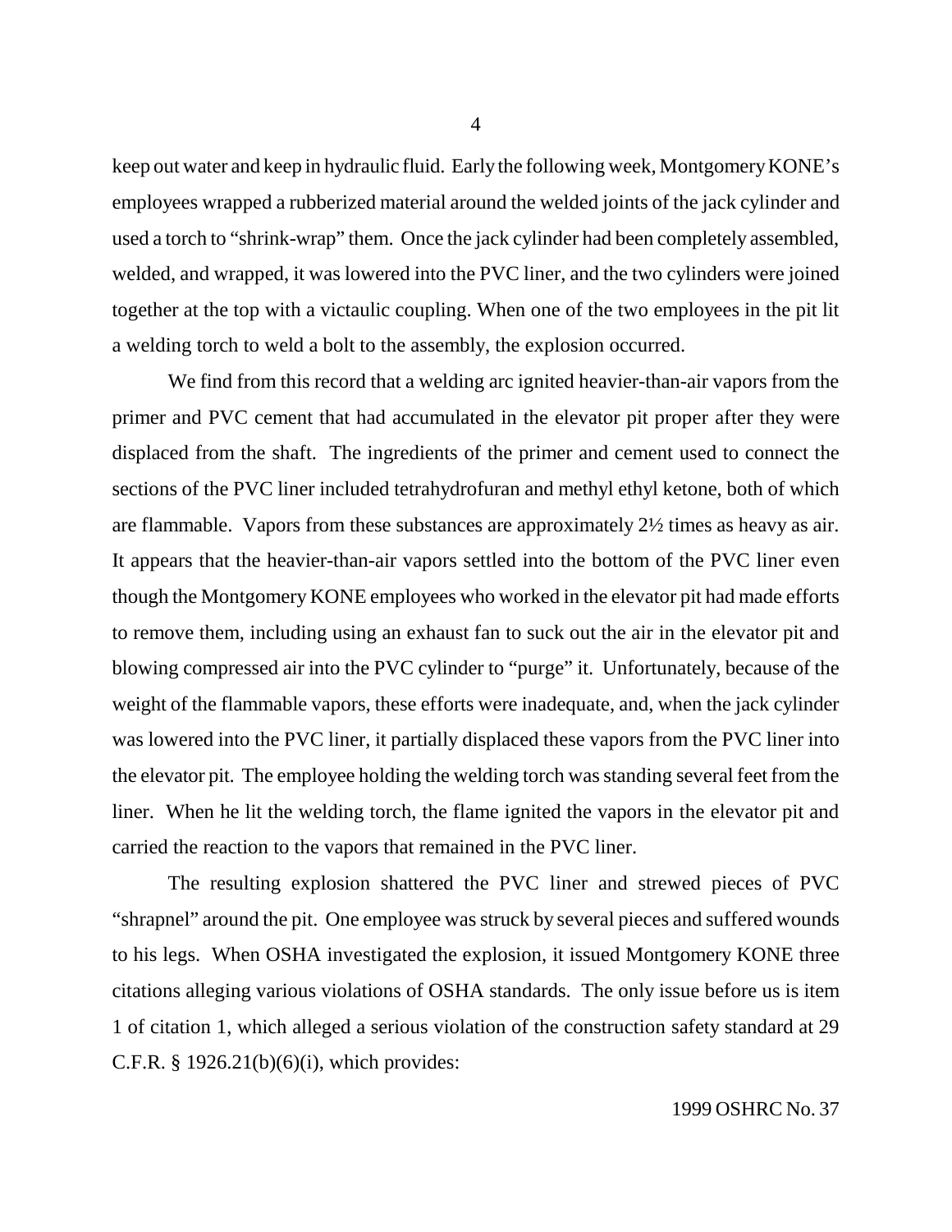keep out water and keep in hydraulic fluid. Early the following week, Montgomery KONE's employees wrapped a rubberized material around the welded joints of the jack cylinder and used a torch to "shrink-wrap" them. Once the jack cylinder had been completely assembled, welded, and wrapped, it was lowered into the PVC liner, and the two cylinders were joined together at the top with a victaulic coupling. When one of the two employees in the pit lit a welding torch to weld a bolt to the assembly, the explosion occurred.

We find from this record that a welding arc ignited heavier-than-air vapors from the primer and PVC cement that had accumulated in the elevator pit proper after they were displaced from the shaft. The ingredients of the primer and cement used to connect the sections of the PVC liner included tetrahydrofuran and methyl ethyl ketone, both of which are flammable. Vapors from these substances are approximately 2½ times as heavy as air. It appears that the heavier-than-air vapors settled into the bottom of the PVC liner even though the Montgomery KONE employees who worked in the elevator pit had made efforts to remove them, including using an exhaust fan to suck out the air in the elevator pit and blowing compressed air into the PVC cylinder to "purge" it. Unfortunately, because of the weight of the flammable vapors, these efforts were inadequate, and, when the jack cylinder was lowered into the PVC liner, it partially displaced these vapors from the PVC liner into the elevator pit. The employee holding the welding torch was standing several feet from the liner. When he lit the welding torch, the flame ignited the vapors in the elevator pit and carried the reaction to the vapors that remained in the PVC liner.

The resulting explosion shattered the PVC liner and strewed pieces of PVC "shrapnel" around the pit. One employee was struck by several pieces and suffered wounds to his legs. When OSHA investigated the explosion, it issued Montgomery KONE three citations alleging various violations of OSHA standards. The only issue before us is item 1 of citation 1, which alleged a serious violation of the construction safety standard at 29 C.F.R. § 1926.21(b)(6)(i), which provides: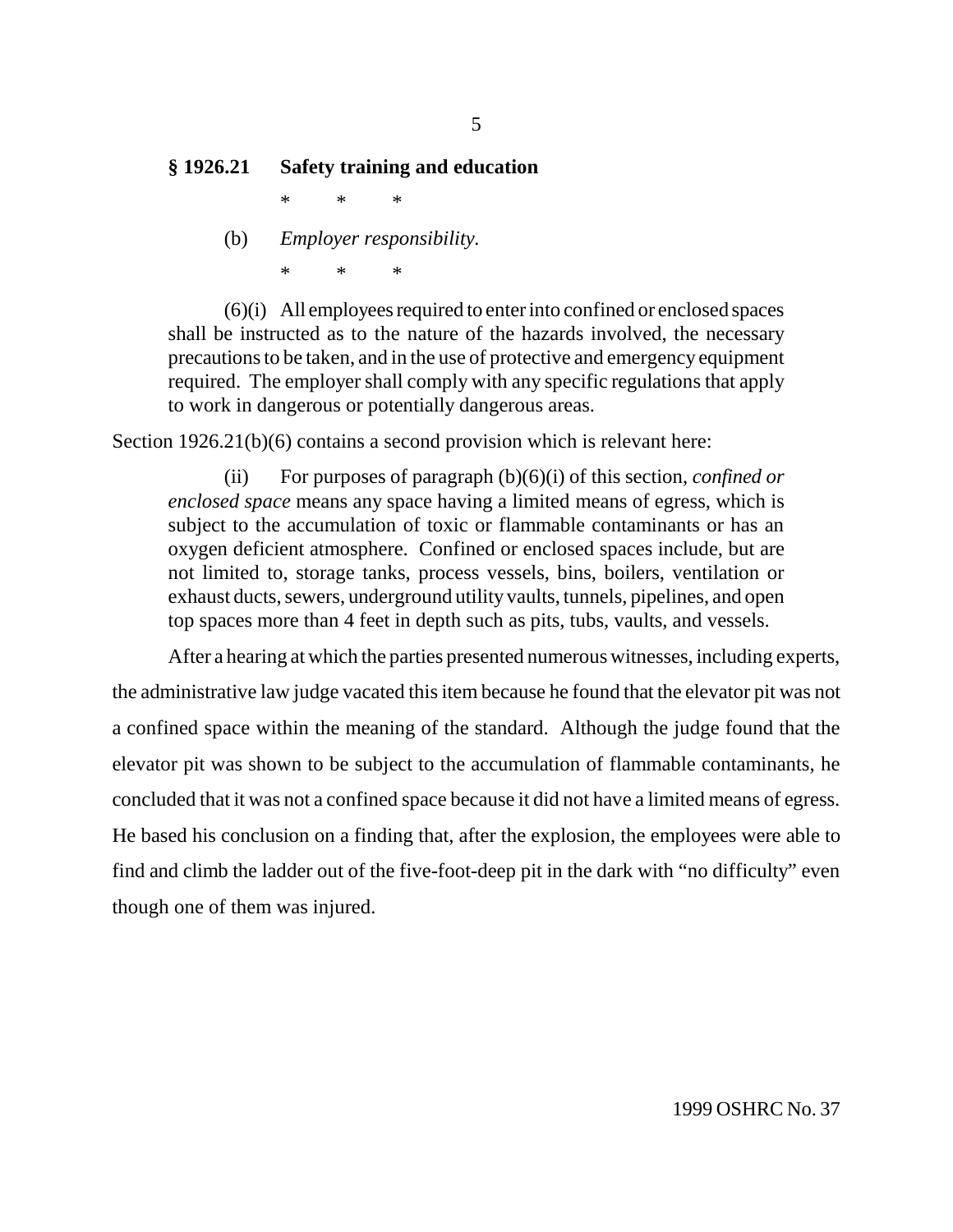**§ 1926.21 Safety training and education**

\* \* \*

(b) *Employer responsibility.*

\* \* \*

> (6)(i) All employees required to enter into confined or enclosed spaces shall be instructed as to the nature of the hazards involved, the necessary precautions to be taken, and in the use of protective and emergency equipment required. The employer shall comply with any specific regulations that apply to work in dangerous or potentially dangerous areas.

Section 1926.21(b)(6) contains a second provision which is relevant here:

> (ii) For purposes of paragraph (b)(6)(i) of this section, *confined or enclosed space* means any space having a limited means of egress, which is subject to the accumulation of toxic or flammable contaminants or has an oxygen deficient atmosphere. Confined or enclosed spaces include, but are not limited to, storage tanks, process vessels, bins, boilers, ventilation or exhaust ducts, sewers, underground utility vaults, tunnels, pipelines, and open top spaces more than 4 feet in depth such as pits, tubs, vaults, and vessels.

After a hearing at which the parties presented numerous witnesses, including experts, the administrative law judge vacated this item because he found that the elevator pit was not a confined space within the meaning of the standard. Although the judge found that the elevator pit was shown to be subject to the accumulation of flammable contaminants, he concluded that it was not a confined space because it did not have a limited means of egress. He based his conclusion on a finding that, after the explosion, the employees were able to find and climb the ladder out of the five-foot-deep pit in the dark with "no difficulty" even though one of them was injured.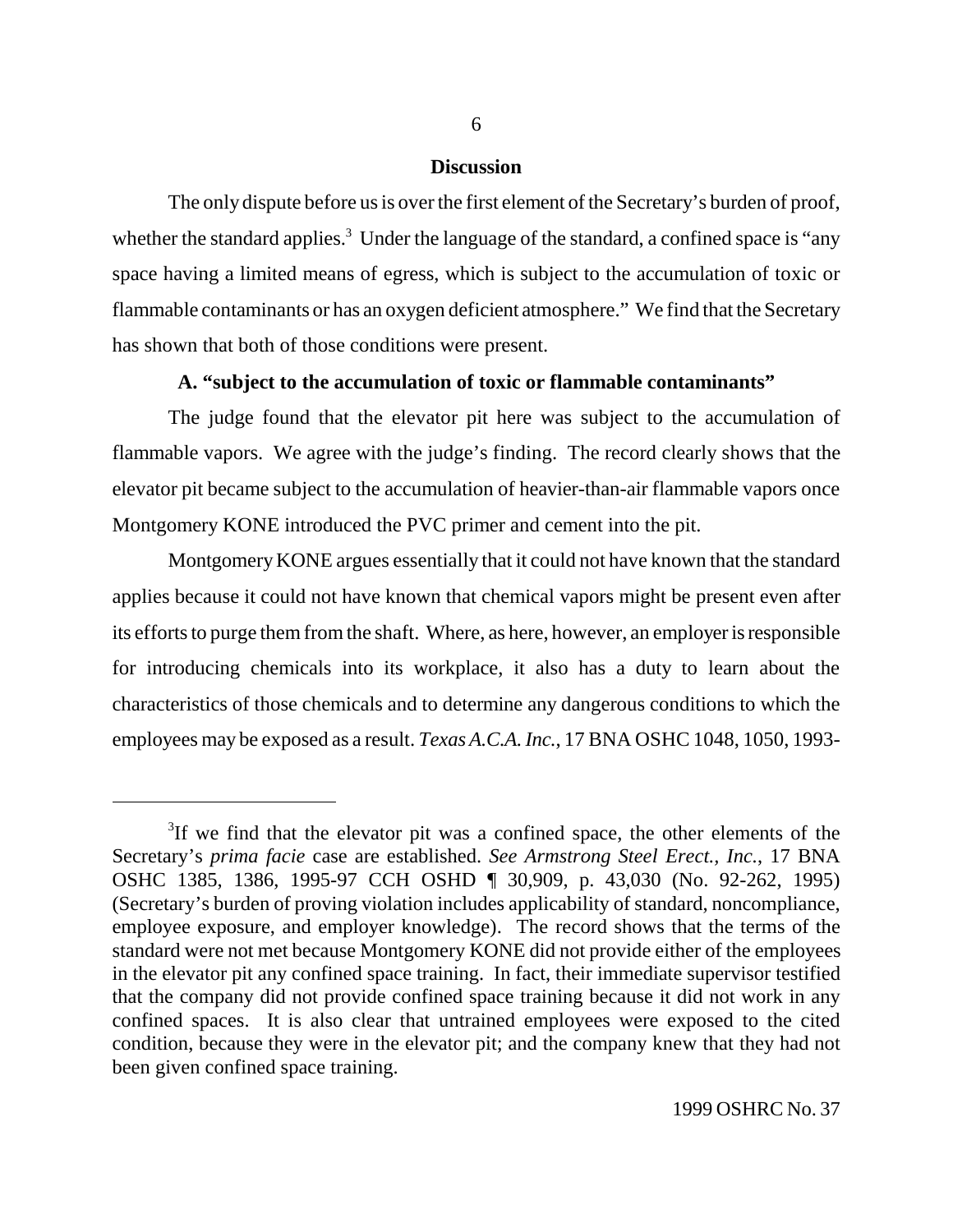## Discussion

The only dispute before us is over the first element of the Secretary's burden of proof, whether the standard applies.[3] Under the language of the standard, a confined space is "any space having a limited means of egress, which is subject to the accumulation of toxic or flammable contaminants or has an oxygen deficient atmosphere." We find that the Secretary has shown that both of those conditions were present.

### A. "subject to the accumulation of toxic or flammable contaminants"

The judge found that the elevator pit here was subject to the accumulation of flammable vapors. We agree with the judge's finding. The record clearly shows that the elevator pit became subject to the accumulation of heavier-than-air flammable vapors once Montgomery KONE introduced the PVC primer and cement into the pit.

Montgomery KONE argues essentially that it could not have known that the standard applies because it could not have known that chemical vapors might be present even after its efforts to purge them from the shaft. Where, as here, however, an employer is responsible for introducing chemicals into its workplace, it also has a duty to learn about the characteristics of those chemicals and to determine any dangerous conditions to which the employees may be exposed as a result. *Texas A.C.A. Inc.*, 17 BNA OSHC 1048, 1050, 1993-

---

[3] If we find that the elevator pit was a confined space, the other elements of the Secretary's *prima facie* case are established. *See Armstrong Steel Erect., Inc.*, 17 BNA OSHC 1385, 1386, 1995-97 CCH OSHD ¶ 30,909, p. 43,030 (No. 92-262, 1995) (Secretary's burden of proving violation includes applicability of standard, noncompliance, employee exposure, and employer knowledge). The record shows that the terms of the standard were not met because Montgomery KONE did not provide either of the employees in the elevator pit any confined space training. In fact, their immediate supervisor testified that the company did not provide confined space training because it did not work in any confined spaces. It is also clear that untrained employees were exposed to the cited condition, because they were in the elevator pit; and the company knew that they had not been given confined space training.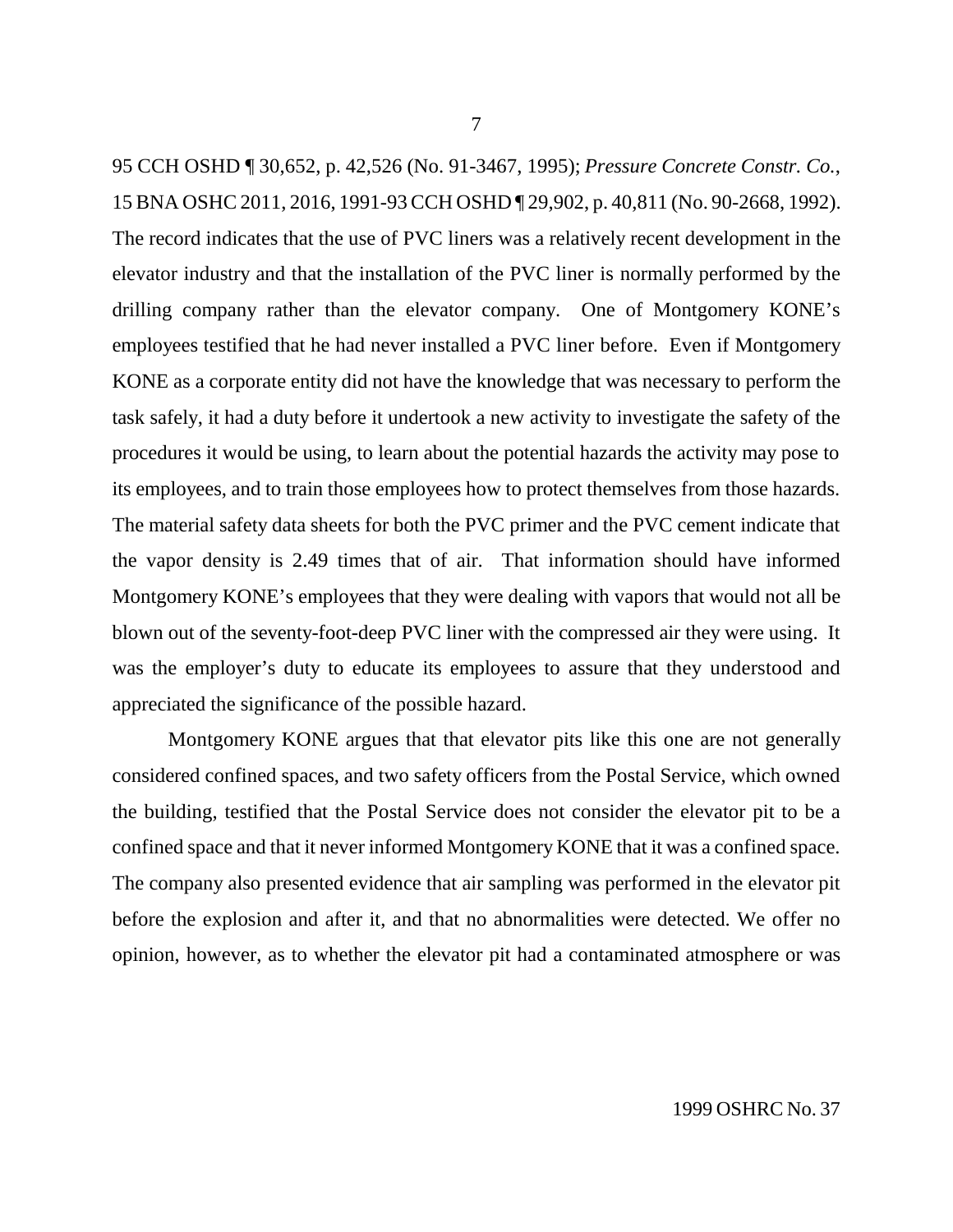95 CCH OSHD ¶ 30,652, p. 42,526 (No. 91-3467, 1995); *Pressure Concrete Constr. Co.*, 15 BNA OSHC 2011, 2016, 1991-93 CCH OSHD ¶ 29,902, p. 40,811 (No. 90-2668, 1992). The record indicates that the use of PVC liners was a relatively recent development in the elevator industry and that the installation of the PVC liner is normally performed by the drilling company rather than the elevator company. One of Montgomery KONE's employees testified that he had never installed a PVC liner before. Even if Montgomery KONE as a corporate entity did not have the knowledge that was necessary to perform the task safely, it had a duty before it undertook a new activity to investigate the safety of the procedures it would be using, to learn about the potential hazards the activity may pose to its employees, and to train those employees how to protect themselves from those hazards. The material safety data sheets for both the PVC primer and the PVC cement indicate that the vapor density is 2.49 times that of air. That information should have informed Montgomery KONE's employees that they were dealing with vapors that would not all be blown out of the seventy-foot-deep PVC liner with the compressed air they were using. It was the employer's duty to educate its employees to assure that they understood and appreciated the significance of the possible hazard.

Montgomery KONE argues that that elevator pits like this one are not generally considered confined spaces, and two safety officers from the Postal Service, which owned the building, testified that the Postal Service does not consider the elevator pit to be a confined space and that it never informed Montgomery KONE that it was a confined space. The company also presented evidence that air sampling was performed in the elevator pit before the explosion and after it, and that no abnormalities were detected. We offer no opinion, however, as to whether the elevator pit had a contaminated atmosphere or was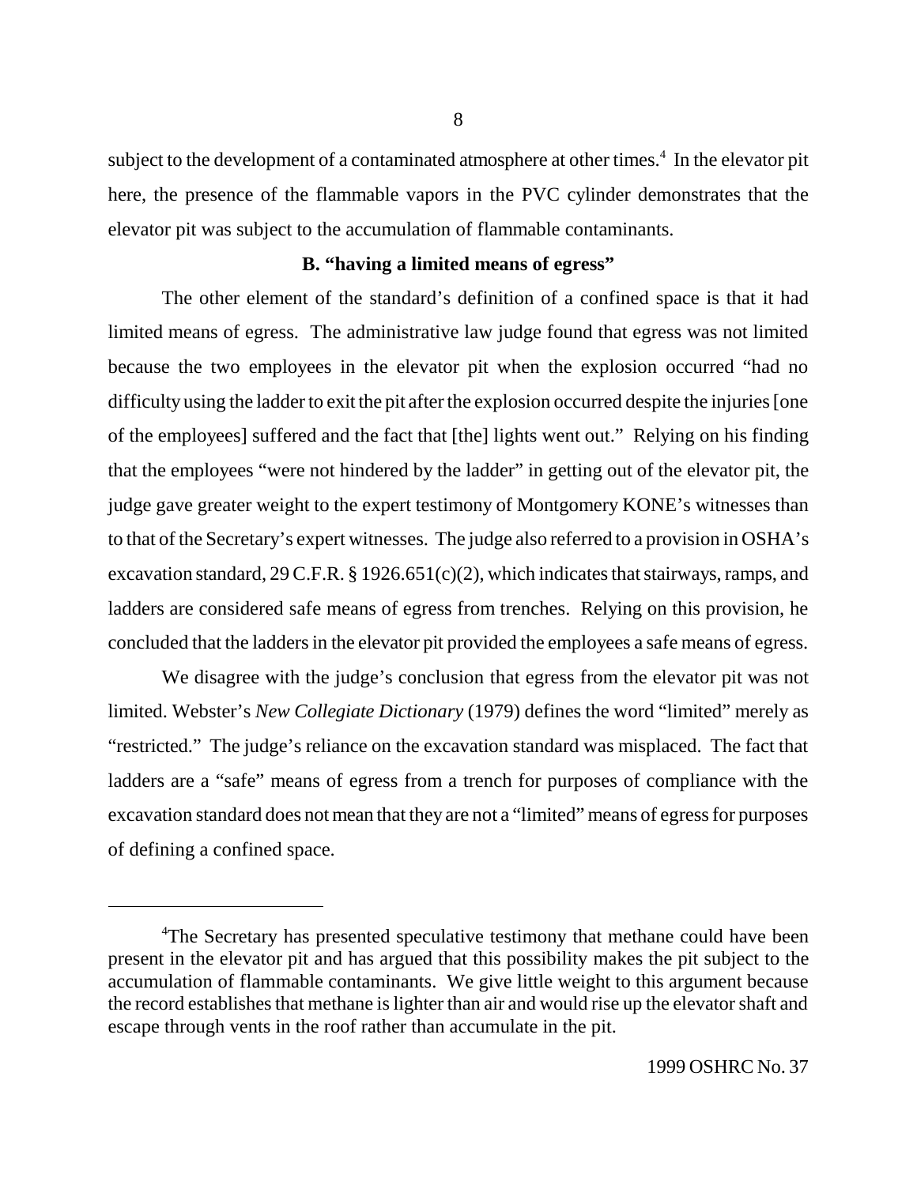subject to the development of a contaminated atmosphere at other times.[4] In the elevator pit here, the presence of the flammable vapors in the PVC cylinder demonstrates that the elevator pit was subject to the accumulation of flammable contaminants.

### B. "having a limited means of egress"

The other element of the standard's definition of a confined space is that it had limited means of egress. The administrative law judge found that egress was not limited because the two employees in the elevator pit when the explosion occurred "had no difficulty using the ladder to exit the pit after the explosion occurred despite the injuries [one of the employees] suffered and the fact that [the] lights went out." Relying on his finding that the employees "were not hindered by the ladder" in getting out of the elevator pit, the judge gave greater weight to the expert testimony of Montgomery KONE's witnesses than to that of the Secretary's expert witnesses. The judge also referred to a provision in OSHA's excavation standard, 29 C.F.R. § 1926.651(c)(2), which indicates that stairways, ramps, and ladders are considered safe means of egress from trenches. Relying on this provision, he concluded that the ladders in the elevator pit provided the employees a safe means of egress.

We disagree with the judge's conclusion that egress from the elevator pit was not limited. Webster's *New Collegiate Dictionary* (1979) defines the word "limited" merely as "restricted." The judge's reliance on the excavation standard was misplaced. The fact that ladders are a "safe" means of egress from a trench for purposes of compliance with the excavation standard does not mean that they are not a "limited" means of egress for purposes of defining a confined space.

---

[4] The Secretary has presented speculative testimony that methane could have been present in the elevator pit and has argued that this possibility makes the pit subject to the accumulation of flammable contaminants. We give little weight to this argument because the record establishes that methane is lighter than air and would rise up the elevator shaft and escape through vents in the roof rather than accumulate in the pit.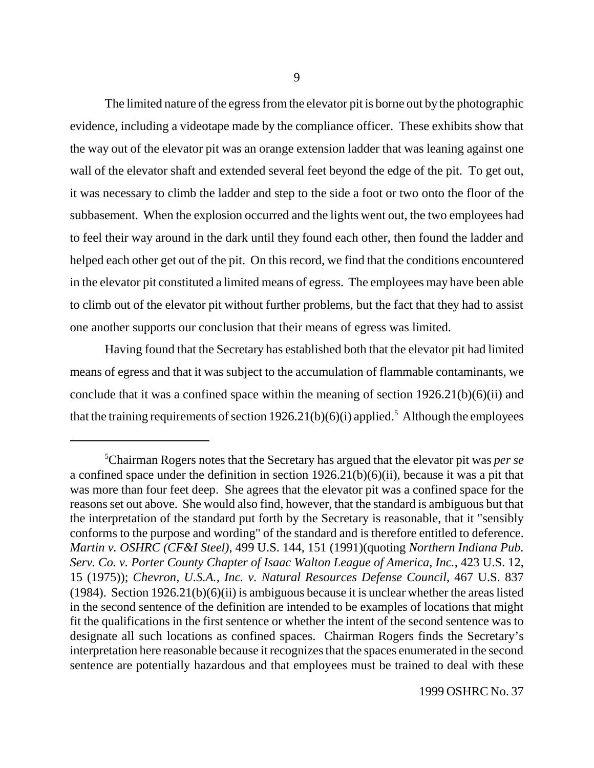The limited nature of the egress from the elevator pit is borne out by the photographic evidence, including a videotape made by the compliance officer. These exhibits show that the way out of the elevator pit was an orange extension ladder that was leaning against one wall of the elevator shaft and extended several feet beyond the edge of the pit. To get out, it was necessary to climb the ladder and step to the side a foot or two onto the floor of the subbasement. When the explosion occurred and the lights went out, the two employees had to feel their way around in the dark until they found each other, then found the ladder and helped each other get out of the pit. On this record, we find that the conditions encountered in the elevator pit constituted a limited means of egress. The employees may have been able to climb out of the elevator pit without further problems, but the fact that they had to assist one another supports our conclusion that their means of egress was limited.

Having found that the Secretary has established both that the elevator pit had limited means of egress and that it was subject to the accumulation of flammable contaminants, we conclude that it was a confined space within the meaning of section 1926.21(b)(6)(ii) and that the training requirements of section 1926.21(b)(6)(i) applied.[5] Although the employees

---

[5]Chairman Rogers notes that the Secretary has argued that the elevator pit was *per se* a confined space under the definition in section 1926.21(b)(6)(ii), because it was a pit that was more than four feet deep. She agrees that the elevator pit was a confined space for the reasons set out above. She would also find, however, that the standard is ambiguous but that the interpretation of the standard put forth by the Secretary is reasonable, that it "sensibly conforms to the purpose and wording" of the standard and is therefore entitled to deference. *Martin v. OSHRC (CF&I Steel)*, 499 U.S. 144, 151 (1991)(quoting *Northern Indiana Pub. Serv. Co. v. Porter County Chapter of Isaac Walton League of America, Inc.*, 423 U.S. 12, 15 (1975)); *Chevron, U.S.A., Inc. v. Natural Resources Defense Council*, 467 U.S. 837 (1984). Section 1926.21(b)(6)(ii) is ambiguous because it is unclear whether the areas listed in the second sentence of the definition are intended to be examples of locations that might fit the qualifications in the first sentence or whether the intent of the second sentence was to designate all such locations as confined spaces. Chairman Rogers finds the Secretary's interpretation here reasonable because it recognizes that the spaces enumerated in the second sentence are potentially hazardous and that employees must be trained to deal with these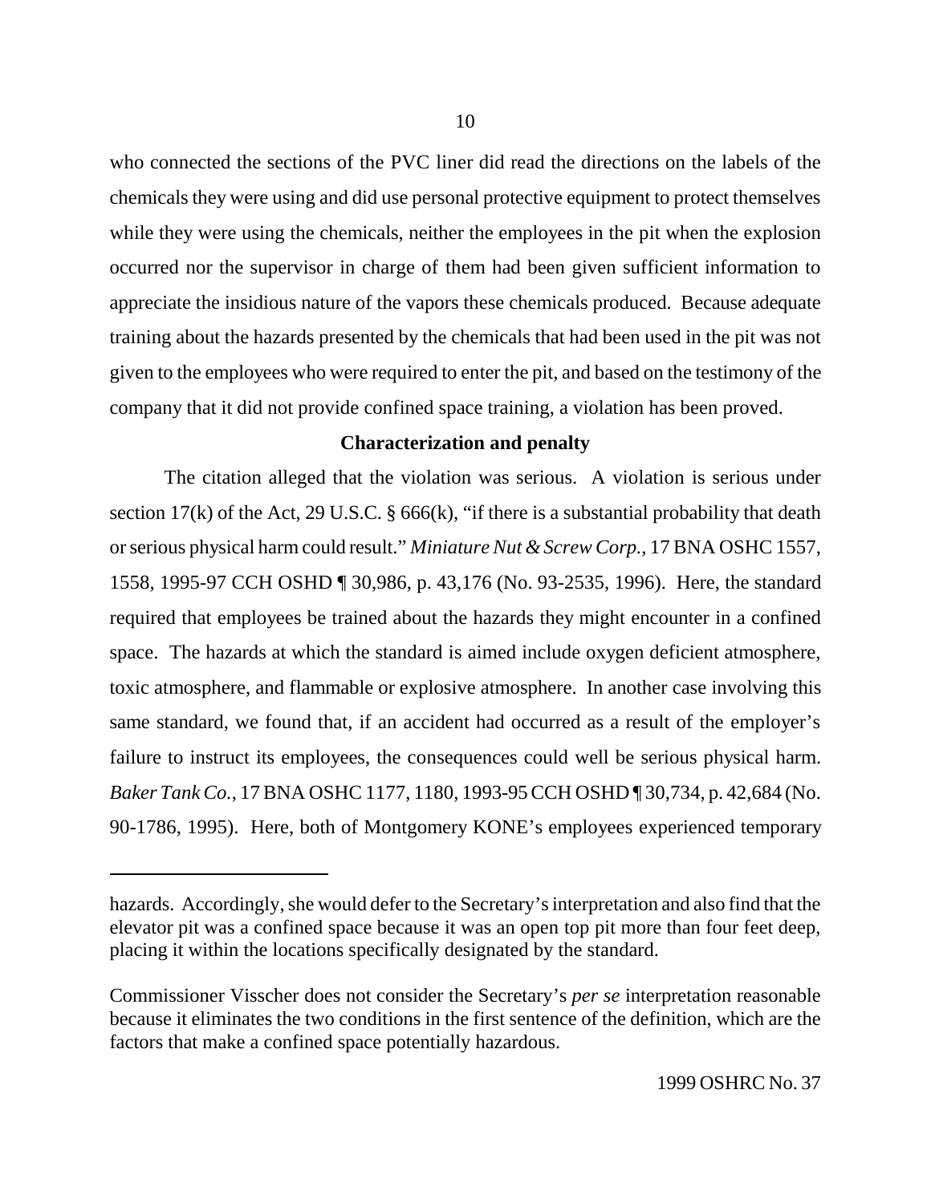who connected the sections of the PVC liner did read the directions on the labels of the chemicals they were using and did use personal protective equipment to protect themselves while they were using the chemicals, neither the employees in the pit when the explosion occurred nor the supervisor in charge of them had been given sufficient information to appreciate the insidious nature of the vapors these chemicals produced. Because adequate training about the hazards presented by the chemicals that had been used in the pit was not given to the employees who were required to enter the pit, and based on the testimony of the company that it did not provide confined space training, a violation has been proved.

### Characterization and penalty

The citation alleged that the violation was serious. A violation is serious under section 17(k) of the Act, 29 U.S.C. § 666(k), "if there is a substantial probability that death or serious physical harm could result." *Miniature Nut & Screw Corp.*, 17 BNA OSHC 1557, 1558, 1995-97 CCH OSHD ¶ 30,986, p. 43,176 (No. 93-2535, 1996). Here, the standard required that employees be trained about the hazards they might encounter in a confined space. The hazards at which the standard is aimed include oxygen deficient atmosphere, toxic atmosphere, and flammable or explosive atmosphere. In another case involving this same standard, we found that, if an accident had occurred as a result of the employer's failure to instruct its employees, the consequences could well be serious physical harm. *Baker Tank Co.*, 17 BNA OSHC 1177, 1180, 1993-95 CCH OSHD ¶ 30,734, p. 42,684 (No. 90-1786, 1995). Here, both of Montgomery KONE's employees experienced temporary

---

hazards. Accordingly, she would defer to the Secretary's interpretation and also find that the elevator pit was a confined space because it was an open top pit more than four feet deep, placing it within the locations specifically designated by the standard.

Commissioner Visscher does not consider the Secretary's *per se* interpretation reasonable because it eliminates the two conditions in the first sentence of the definition, which are the factors that make a confined space potentially hazardous.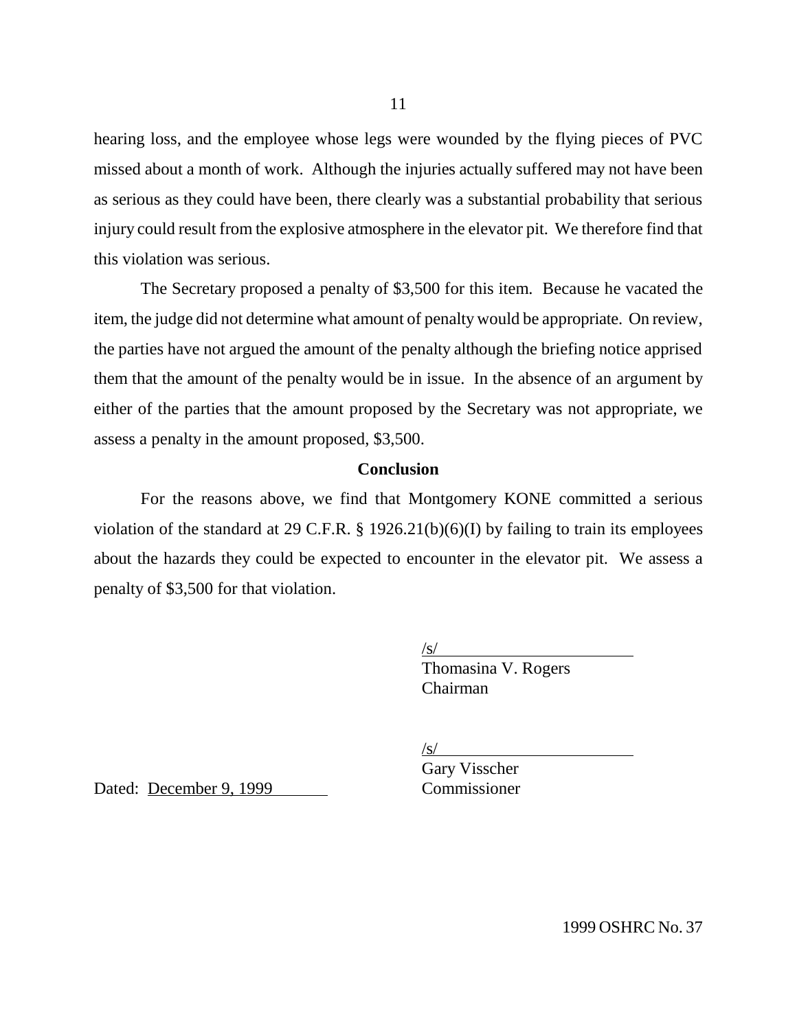hearing loss, and the employee whose legs were wounded by the flying pieces of PVC missed about a month of work. Although the injuries actually suffered may not have been as serious as they could have been, there clearly was a substantial probability that serious injury could result from the explosive atmosphere in the elevator pit. We therefore find that this violation was serious.

The Secretary proposed a penalty of $3,500 for this item. Because he vacated the item, the judge did not determine what amount of penalty would be appropriate. On review, the parties have not argued the amount of the penalty although the briefing notice apprised them that the amount of the penalty would be in issue. In the absence of an argument by either of the parties that the amount proposed by the Secretary was not appropriate, we assess a penalty in the amount proposed, $3,500.

**Conclusion**

For the reasons above, we find that Montgomery KONE committed a serious violation of the standard at 29 C.F.R. § 1926.21(b)(6)(I) by failing to train its employees about the hazards they could be expected to encounter in the elevator pit. We assess a penalty of $3,500 for that violation.

/s/
Thomasina V. Rogers
Chairman

/s/
Gary Visscher
Commissioner

Dated: December 9, 1999

1999 OSHRC No. 37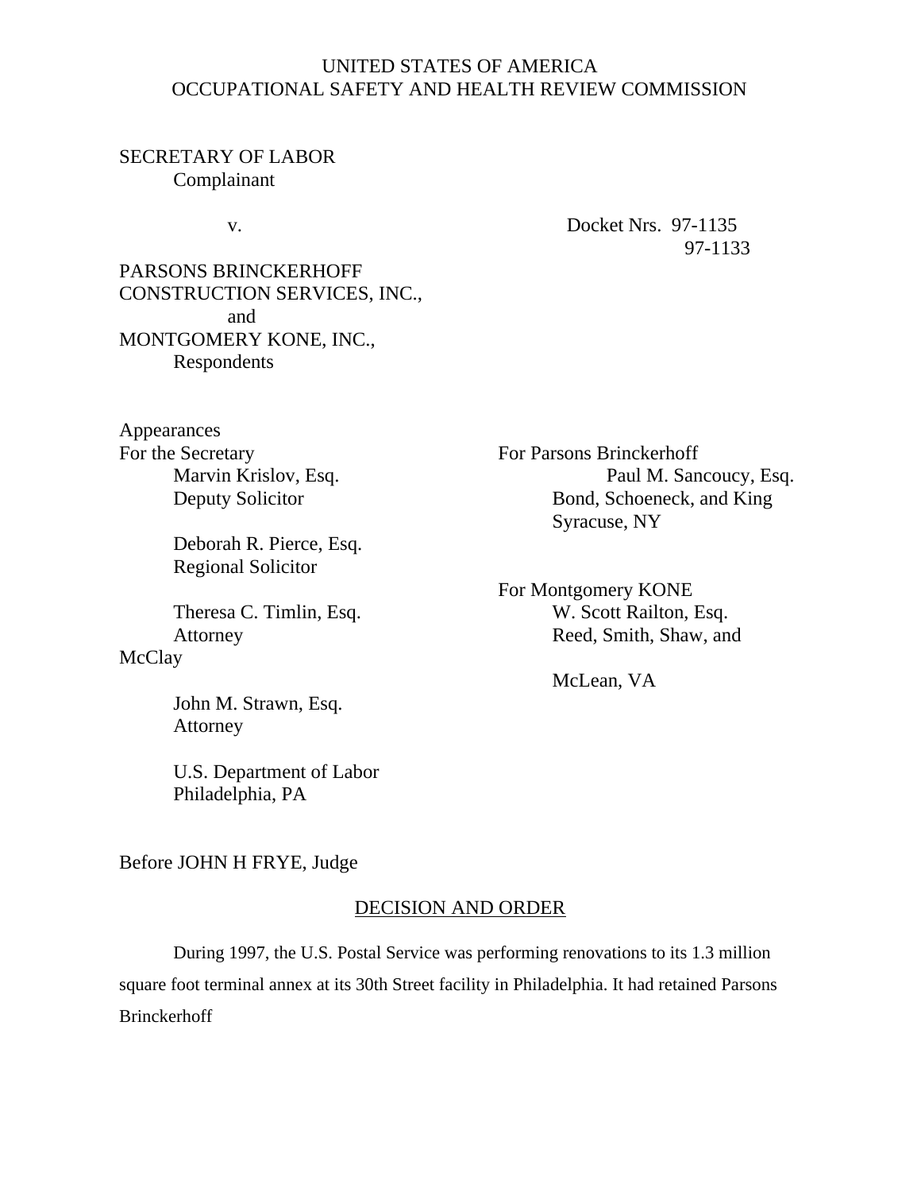UNITED STATES OF AMERICA
OCCUPATIONAL SAFETY AND HEALTH REVIEW COMMISSION

SECRETARY OF LABOR
Complainant

v.

Docket Nrs. 97-1135
97-1133

PARSONS BRINCKERHOFF
CONSTRUCTION SERVICES, INC.,
and
MONTGOMERY KONE, INC.,
Respondents

Appearances

For the Secretary
Marvin Krislov, Esq.
Deputy Solicitor

Deborah R. Pierce, Esq.
Regional Solicitor

Theresa C. Timlin, Esq.
Attorney

John M. Strawn, Esq.
Attorney

U.S. Department of Labor
Philadelphia, PA

For Parsons Brinckerhoff
Paul M. Sancoucy, Esq.
Bond, Schoeneck, and King
Syracuse, NY

For Montgomery KONE
W. Scott Railton, Esq.
Reed, Smith, Shaw, and McClay
McLean, VA

Before JOHN H FRYE, Judge

## DECISION AND ORDER

During 1997, the U.S. Postal Service was performing renovations to its 1.3 million square foot terminal annex at its 30th Street facility in Philadelphia. It had retained Parsons Brinckerhoff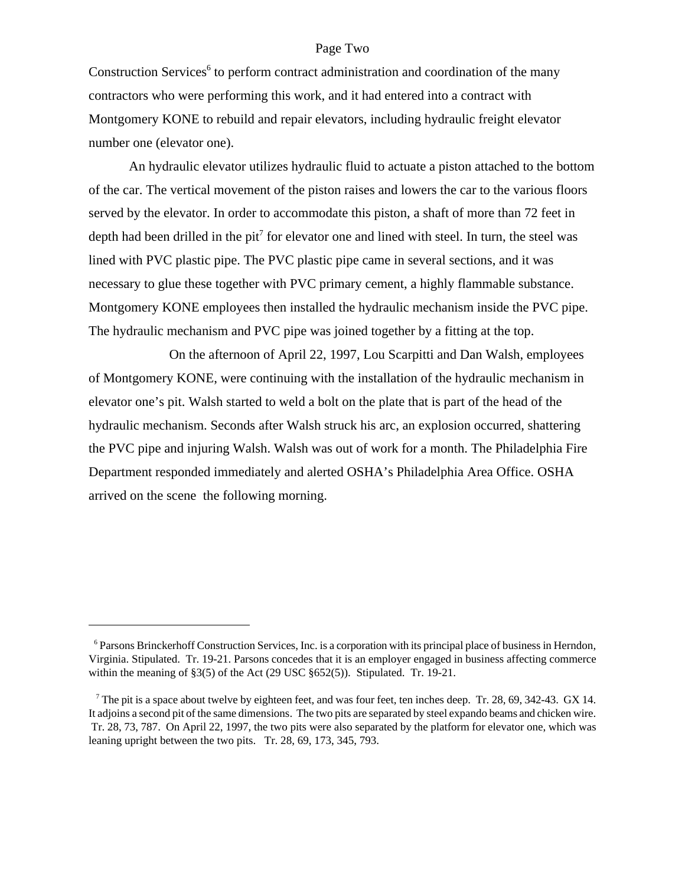Construction Services[6] to perform contract administration and coordination of the many contractors who were performing this work, and it had entered into a contract with Montgomery KONE to rebuild and repair elevators, including hydraulic freight elevator number one (elevator one).

An hydraulic elevator utilizes hydraulic fluid to actuate a piston attached to the bottom of the car. The vertical movement of the piston raises and lowers the car to the various floors served by the elevator. In order to accommodate this piston, a shaft of more than 72 feet in depth had been drilled in the pit[7] for elevator one and lined with steel. In turn, the steel was lined with PVC plastic pipe. The PVC plastic pipe came in several sections, and it was necessary to glue these together with PVC primary cement, a highly flammable substance. Montgomery KONE employees then installed the hydraulic mechanism inside the PVC pipe. The hydraulic mechanism and PVC pipe was joined together by a fitting at the top.

On the afternoon of April 22, 1997, Lou Scarpitti and Dan Walsh, employees of Montgomery KONE, were continuing with the installation of the hydraulic mechanism in elevator one's pit. Walsh started to weld a bolt on the plate that is part of the head of the hydraulic mechanism. Seconds after Walsh struck his arc, an explosion occurred, shattering the PVC pipe and injuring Walsh. Walsh was out of work for a month. The Philadelphia Fire Department responded immediately and alerted OSHA's Philadelphia Area Office. OSHA arrived on the scene the following morning.

---

[6] Parsons Brinckerhoff Construction Services, Inc. is a corporation with its principal place of business in Herndon, Virginia. Stipulated. Tr. 19-21. Parsons concedes that it is an employer engaged in business affecting commerce within the meaning of §3(5) of the Act (29 USC §652(5)). Stipulated. Tr. 19-21.

[7] The pit is a space about twelve by eighteen feet, and was four feet, ten inches deep. Tr. 28, 69, 342-43. GX 14. It adjoins a second pit of the same dimensions. The two pits are separated by steel expando beams and chicken wire. Tr. 28, 73, 787. On April 22, 1997, the two pits were also separated by the platform for elevator one, which was leaning upright between the two pits. Tr. 28, 69, 173, 345, 793.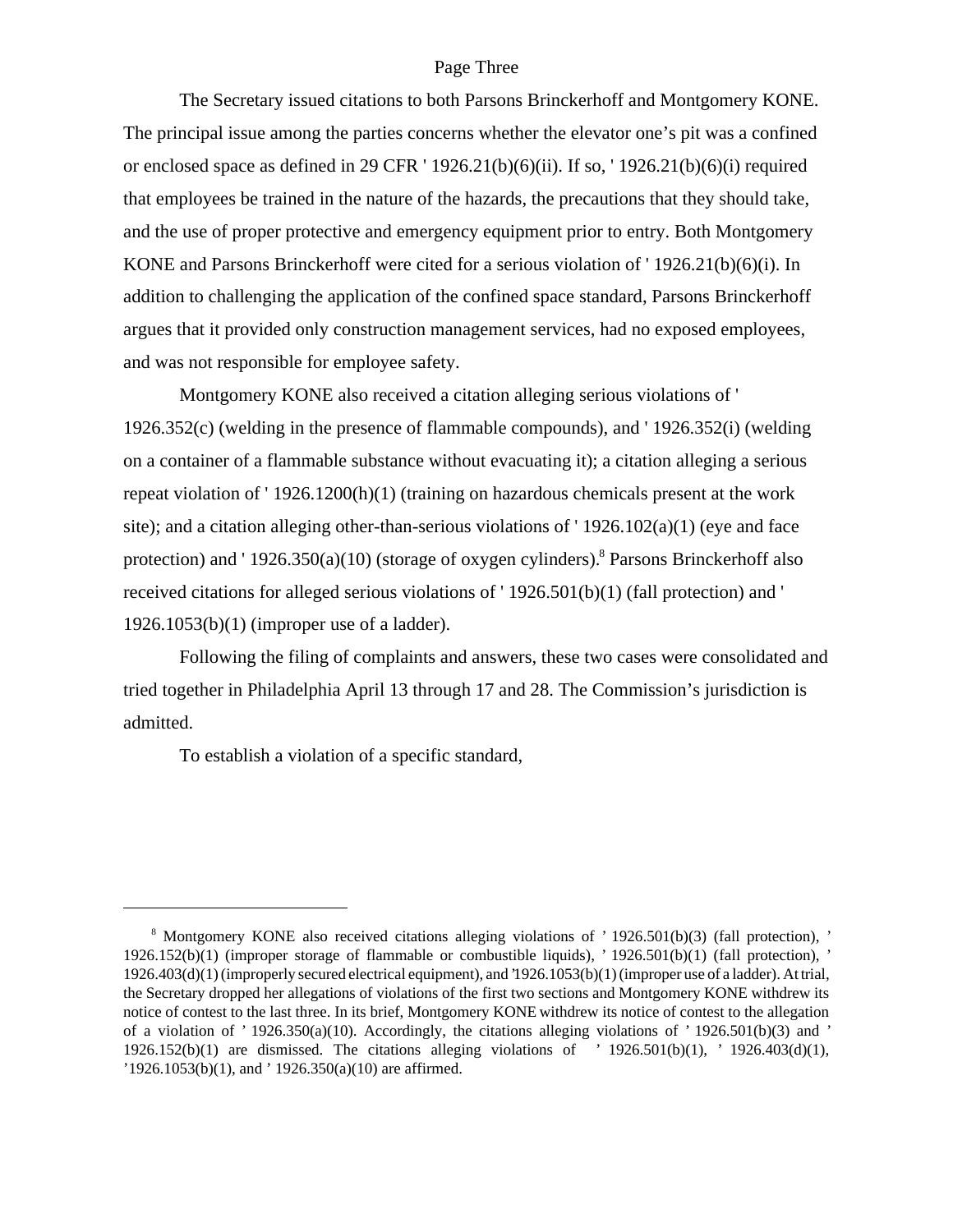The Secretary issued citations to both Parsons Brinckerhoff and Montgomery KONE. The principal issue among the parties concerns whether the elevator one's pit was a confined or enclosed space as defined in 29 CFR ' 1926.21(b)(6)(ii). If so, ' 1926.21(b)(6)(i) required that employees be trained in the nature of the hazards, the precautions that they should take, and the use of proper protective and emergency equipment prior to entry. Both Montgomery KONE and Parsons Brinckerhoff were cited for a serious violation of ' 1926.21(b)(6)(i). In addition to challenging the application of the confined space standard, Parsons Brinckerhoff argues that it provided only construction management services, had no exposed employees, and was not responsible for employee safety.

Montgomery KONE also received a citation alleging serious violations of ' 1926.352(c) (welding in the presence of flammable compounds), and ' 1926.352(i) (welding on a container of a flammable substance without evacuating it); a citation alleging a serious repeat violation of ' 1926.1200(h)(1) (training on hazardous chemicals present at the work site); and a citation alleging other-than-serious violations of ' 1926.102(a)(1) (eye and face protection) and ' 1926.350(a)(10) (storage of oxygen cylinders).[8] Parsons Brinckerhoff also received citations for alleged serious violations of ' 1926.501(b)(1) (fall protection) and ' 1926.1053(b)(1) (improper use of a ladder).

Following the filing of complaints and answers, these two cases were consolidated and tried together in Philadelphia April 13 through 17 and 28. The Commission's jurisdiction is admitted.

To establish a violation of a specific standard,

---

[8] Montgomery KONE also received citations alleging violations of ' 1926.501(b)(3) (fall protection), ' 1926.152(b)(1) (improper storage of flammable or combustible liquids), ' 1926.501(b)(1) (fall protection), ' 1926.403(d)(1) (improperly secured electrical equipment), and '1926.1053(b)(1) (improper use of a ladder). At trial, the Secretary dropped her allegations of violations of the first two sections and Montgomery KONE withdrew its notice of contest to the last three. In its brief, Montgomery KONE withdrew its notice of contest to the allegation of a violation of ' 1926.350(a)(10). Accordingly, the citations alleging violations of ' 1926.501(b)(3) and ' 1926.152(b)(1) are dismissed. The citations alleging violations of ' 1926.501(b)(1), ' 1926.403(d)(1), '1926.1053(b)(1), and ' 1926.350(a)(10) are affirmed.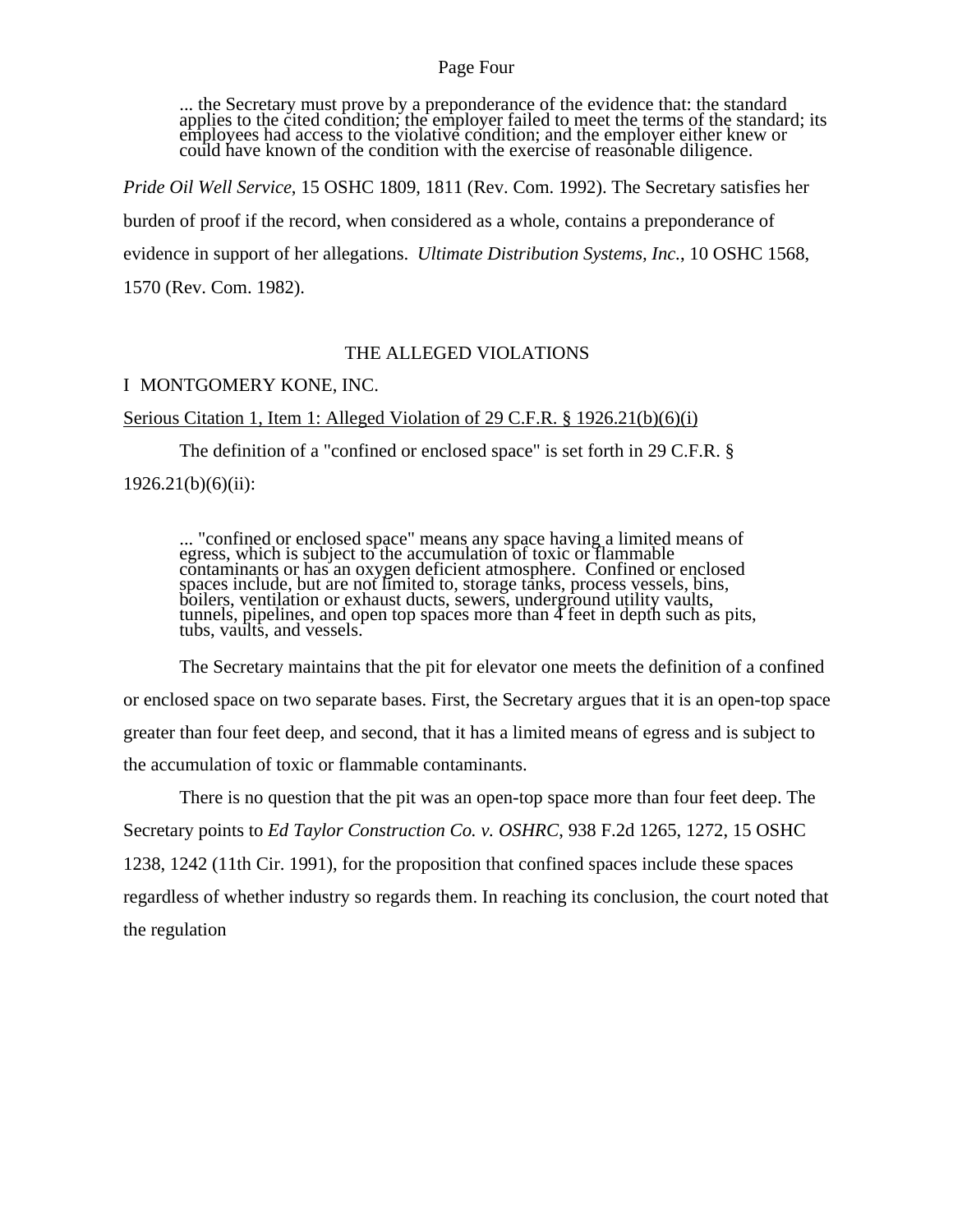> ... the Secretary must prove by a preponderance of the evidence that: the standard applies to the cited condition; the employer failed to meet the terms of the standard; its employees had access to the violative condition; and the employer either knew or could have known of the condition with the exercise of reasonable diligence.

*Pride Oil Well Service*, 15 OSHC 1809, 1811 (Rev. Com. 1992). The Secretary satisfies her burden of proof if the record, when considered as a whole, contains a preponderance of evidence in support of her allegations. *Ultimate Distribution Systems, Inc.*, 10 OSHC 1568, 1570 (Rev. Com. 1982).

## THE ALLEGED VIOLATIONS

I MONTGOMERY KONE, INC.

Serious Citation 1, Item 1: Alleged Violation of 29 C.F.R. § 1926.21(b)(6)(i)

The definition of a "confined or enclosed space" is set forth in 29 C.F.R. § 1926.21(b)(6)(ii):

> ... "confined or enclosed space" means any space having a limited means of egress, which is subject to the accumulation of toxic or flammable contaminants or has an oxygen deficient atmosphere. Confined or enclosed spaces include, but are not limited to, storage tanks, process vessels, bins, boilers, ventilation or exhaust ducts, sewers, underground utility vaults, tunnels, pipelines, and open top spaces more than 4 feet in depth such as pits, tubs, vaults, and vessels.

The Secretary maintains that the pit for elevator one meets the definition of a confined or enclosed space on two separate bases. First, the Secretary argues that it is an open-top space greater than four feet deep, and second, that it has a limited means of egress and is subject to the accumulation of toxic or flammable contaminants.

There is no question that the pit was an open-top space more than four feet deep. The Secretary points to *Ed Taylor Construction Co. v. OSHRC*, 938 F.2d 1265, 1272, 15 OSHC 1238, 1242 (11th Cir. 1991), for the proposition that confined spaces include these spaces regardless of whether industry so regards them. In reaching its conclusion, the court noted that the regulation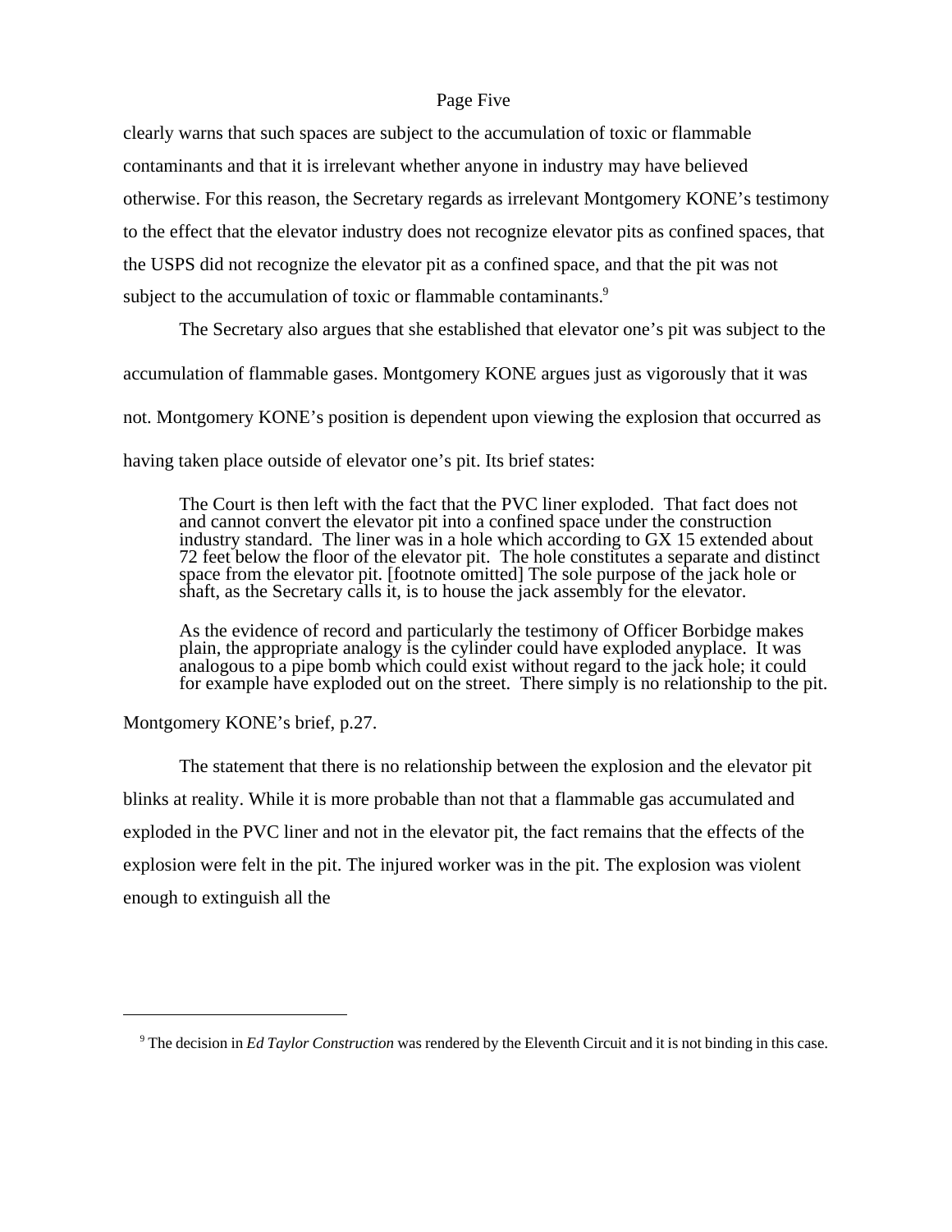clearly warns that such spaces are subject to the accumulation of toxic or flammable contaminants and that it is irrelevant whether anyone in industry may have believed otherwise. For this reason, the Secretary regards as irrelevant Montgomery KONE's testimony to the effect that the elevator industry does not recognize elevator pits as confined spaces, that the USPS did not recognize the elevator pit as a confined space, and that the pit was not subject to the accumulation of toxic or flammable contaminants.[9]

The Secretary also argues that she established that elevator one's pit was subject to the accumulation of flammable gases. Montgomery KONE argues just as vigorously that it was not. Montgomery KONE's position is dependent upon viewing the explosion that occurred as having taken place outside of elevator one's pit. Its brief states:

> The Court is then left with the fact that the PVC liner exploded. That fact does not and cannot convert the elevator pit into a confined space under the construction industry standard. The liner was in a hole which according to GX 15 extended about 72 feet below the floor of the elevator pit. The hole constitutes a separate and distinct space from the elevator pit. [footnote omitted] The sole purpose of the jack hole or shaft, as the Secretary calls it, is to house the jack assembly for the elevator.
>
> As the evidence of record and particularly the testimony of Officer Borbidge makes plain, the appropriate analogy is the cylinder could have exploded anyplace. It was analogous to a pipe bomb which could exist without regard to the jack hole; it could for example have exploded out on the street. There simply is no relationship to the pit.

Montgomery KONE's brief, p.27.

The statement that there is no relationship between the explosion and the elevator pit blinks at reality. While it is more probable than not that a flammable gas accumulated and exploded in the PVC liner and not in the elevator pit, the fact remains that the effects of the explosion were felt in the pit. The injured worker was in the pit. The explosion was violent enough to extinguish all the

---

[9] The decision in *Ed Taylor Construction* was rendered by the Eleventh Circuit and it is not binding in this case.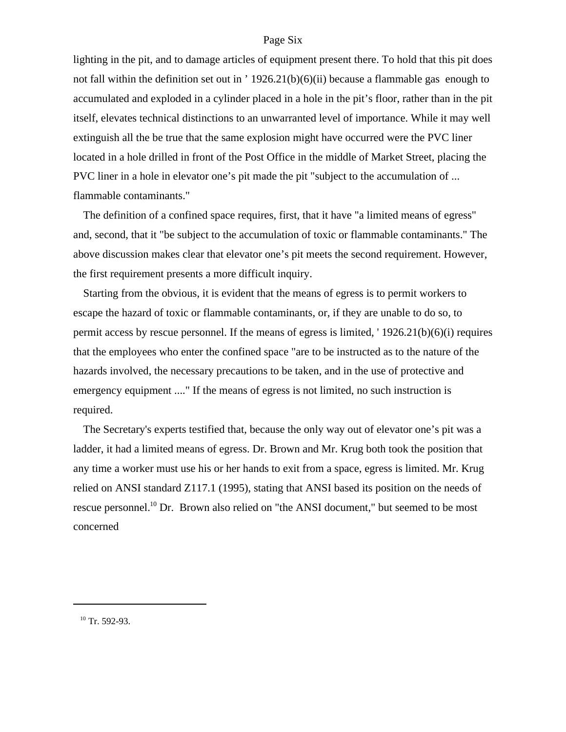lighting in the pit, and to damage articles of equipment present there. To hold that this pit does not fall within the definition set out in ' 1926.21(b)(6)(ii) because a flammable gas enough to accumulated and exploded in a cylinder placed in a hole in the pit's floor, rather than in the pit itself, elevates technical distinctions to an unwarranted level of importance. While it may well extinguish all the be true that the same explosion might have occurred were the PVC liner located in a hole drilled in front of the Post Office in the middle of Market Street, placing the PVC liner in a hole in elevator one's pit made the pit "subject to the accumulation of ... flammable contaminants."

The definition of a confined space requires, first, that it have "a limited means of egress" and, second, that it "be subject to the accumulation of toxic or flammable contaminants." The above discussion makes clear that elevator one's pit meets the second requirement. However, the first requirement presents a more difficult inquiry.

Starting from the obvious, it is evident that the means of egress is to permit workers to escape the hazard of toxic or flammable contaminants, or, if they are unable to do so, to permit access by rescue personnel. If the means of egress is limited, ' 1926.21(b)(6)(i) requires that the employees who enter the confined space "are to be instructed as to the nature of the hazards involved, the necessary precautions to be taken, and in the use of protective and emergency equipment ...." If the means of egress is not limited, no such instruction is required.

The Secretary's experts testified that, because the only way out of elevator one's pit was a ladder, it had a limited means of egress. Dr. Brown and Mr. Krug both took the position that any time a worker must use his or her hands to exit from a space, egress is limited. Mr. Krug relied on ANSI standard Z117.1 (1995), stating that ANSI based its position on the needs of rescue personnel.[10] Dr. Brown also relied on "the ANSI document," but seemed to be most concerned

[10] Tr. 592-93.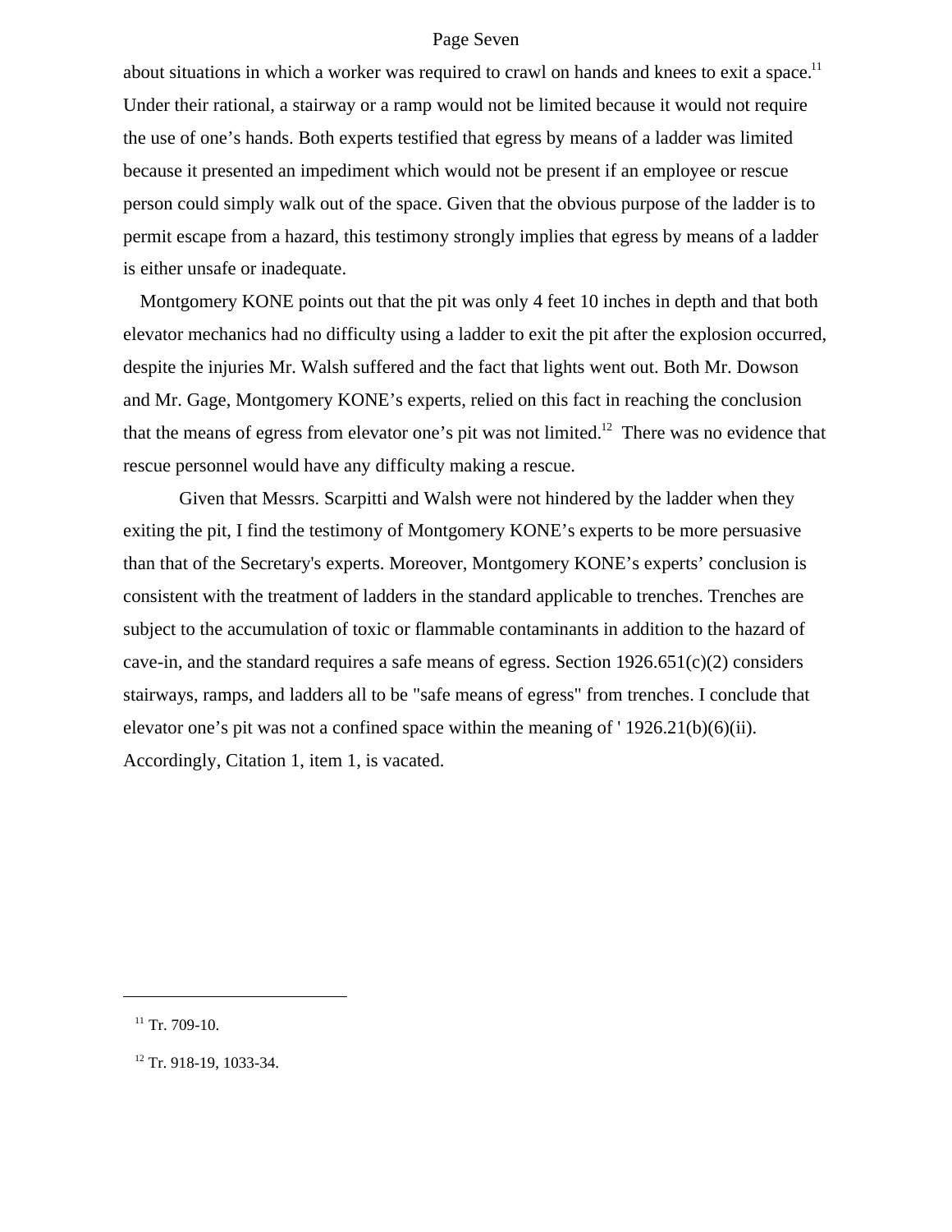about situations in which a worker was required to crawl on hands and knees to exit a space.[11] Under their rational, a stairway or a ramp would not be limited because it would not require the use of one's hands. Both experts testified that egress by means of a ladder was limited because it presented an impediment which would not be present if an employee or rescue person could simply walk out of the space. Given that the obvious purpose of the ladder is to permit escape from a hazard, this testimony strongly implies that egress by means of a ladder is either unsafe or inadequate.

Montgomery KONE points out that the pit was only 4 feet 10 inches in depth and that both elevator mechanics had no difficulty using a ladder to exit the pit after the explosion occurred, despite the injuries Mr. Walsh suffered and the fact that lights went out. Both Mr. Dowson and Mr. Gage, Montgomery KONE's experts, relied on this fact in reaching the conclusion that the means of egress from elevator one's pit was not limited.[12] There was no evidence that rescue personnel would have any difficulty making a rescue.

Given that Messrs. Scarpitti and Walsh were not hindered by the ladder when they exiting the pit, I find the testimony of Montgomery KONE's experts to be more persuasive than that of the Secretary's experts. Moreover, Montgomery KONE's experts' conclusion is consistent with the treatment of ladders in the standard applicable to trenches. Trenches are subject to the accumulation of toxic or flammable contaminants in addition to the hazard of cave-in, and the standard requires a safe means of egress. Section 1926.651(c)(2) considers stairways, ramps, and ladders all to be "safe means of egress" from trenches. I conclude that elevator one's pit was not a confined space within the meaning of ' 1926.21(b)(6)(ii). Accordingly, Citation 1, item 1, is vacated.

---

[11] Tr. 709-10.

[12] Tr. 918-19, 1033-34.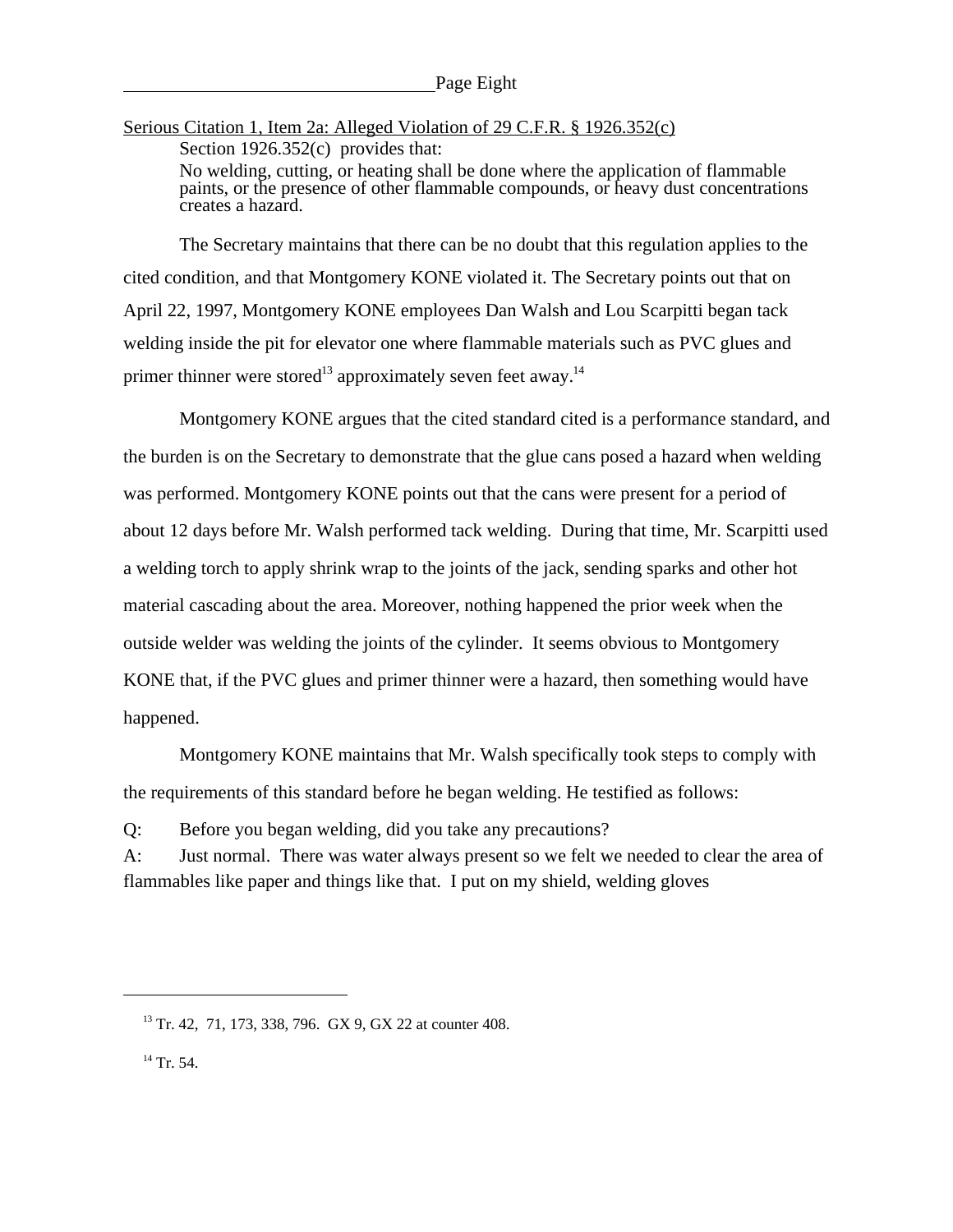Serious Citation 1, Item 2a: Alleged Violation of 29 C.F.R. § 1926.352(c)

Section 1926.352(c) provides that:

> No welding, cutting, or heating shall be done where the application of flammable paints, or the presence of other flammable compounds, or heavy dust concentrations creates a hazard.

The Secretary maintains that there can be no doubt that this regulation applies to the cited condition, and that Montgomery KONE violated it. The Secretary points out that on April 22, 1997, Montgomery KONE employees Dan Walsh and Lou Scarpitti began tack welding inside the pit for elevator one where flammable materials such as PVC glues and primer thinner were stored[13] approximately seven feet away.[14]

Montgomery KONE argues that the cited standard cited is a performance standard, and the burden is on the Secretary to demonstrate that the glue cans posed a hazard when welding was performed. Montgomery KONE points out that the cans were present for a period of about 12 days before Mr. Walsh performed tack welding. During that time, Mr. Scarpitti used a welding torch to apply shrink wrap to the joints of the jack, sending sparks and other hot material cascading about the area. Moreover, nothing happened the prior week when the outside welder was welding the joints of the cylinder. It seems obvious to Montgomery KONE that, if the PVC glues and primer thinner were a hazard, then something would have happened.

Montgomery KONE maintains that Mr. Walsh specifically took steps to comply with the requirements of this standard before he began welding. He testified as follows:

Q: Before you began welding, did you take any precautions?

A: Just normal. There was water always present so we felt we needed to clear the area of flammables like paper and things like that. I put on my shield, welding gloves

---

[13] Tr. 42, 71, 173, 338, 796. GX 9, GX 22 at counter 408.

[14] Tr. 54.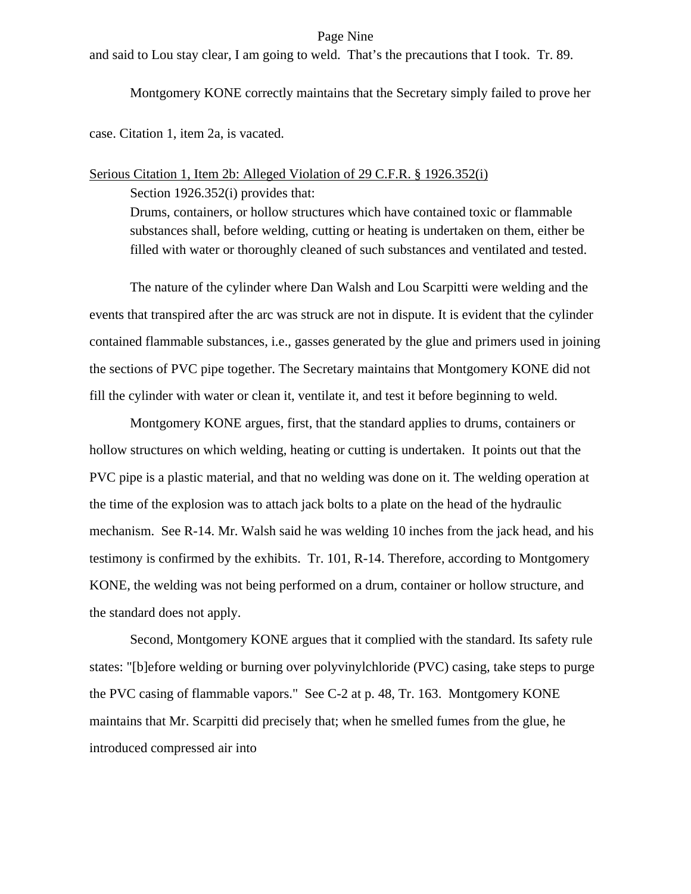and said to Lou stay clear, I am going to weld. That's the precautions that I took. Tr. 89.

Montgomery KONE correctly maintains that the Secretary simply failed to prove her case. Citation 1, item 2a, is vacated.

<u>Serious Citation 1, Item 2b: Alleged Violation of 29 C.F.R. § 1926.352(i)</u>

Section 1926.352(i) provides that:

> Drums, containers, or hollow structures which have contained toxic or flammable substances shall, before welding, cutting or heating is undertaken on them, either be filled with water or thoroughly cleaned of such substances and ventilated and tested.

The nature of the cylinder where Dan Walsh and Lou Scarpitti were welding and the events that transpired after the arc was struck are not in dispute. It is evident that the cylinder contained flammable substances, i.e., gasses generated by the glue and primers used in joining the sections of PVC pipe together. The Secretary maintains that Montgomery KONE did not fill the cylinder with water or clean it, ventilate it, and test it before beginning to weld.

Montgomery KONE argues, first, that the standard applies to drums, containers or hollow structures on which welding, heating or cutting is undertaken. It points out that the PVC pipe is a plastic material, and that no welding was done on it. The welding operation at the time of the explosion was to attach jack bolts to a plate on the head of the hydraulic mechanism. See R-14. Mr. Walsh said he was welding 10 inches from the jack head, and his testimony is confirmed by the exhibits. Tr. 101, R-14. Therefore, according to Montgomery KONE, the welding was not being performed on a drum, container or hollow structure, and the standard does not apply.

Second, Montgomery KONE argues that it complied with the standard. Its safety rule states: "[b]efore welding or burning over polyvinylchloride (PVC) casing, take steps to purge the PVC casing of flammable vapors." See C-2 at p. 48, Tr. 163. Montgomery KONE maintains that Mr. Scarpitti did precisely that; when he smelled fumes from the glue, he introduced compressed air into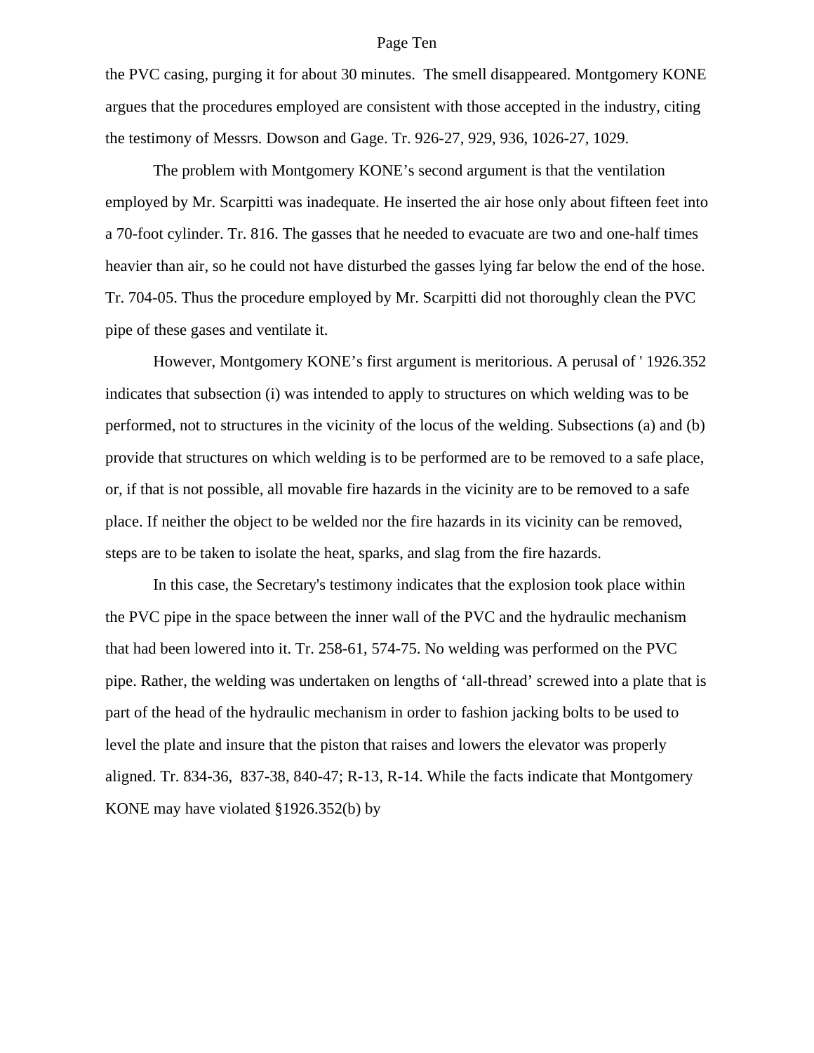the PVC casing, purging it for about 30 minutes.  The smell disappeared. Montgomery KONE argues that the procedures employed are consistent with those accepted in the industry, citing the testimony of Messrs. Dowson and Gage. Tr. 926-27, 929, 936, 1026-27, 1029.

The problem with Montgomery KONE's second argument is that the ventilation employed by Mr. Scarpitti was inadequate. He inserted the air hose only about fifteen feet into a 70-foot cylinder. Tr. 816. The gasses that he needed to evacuate are two and one-half times heavier than air, so he could not have disturbed the gasses lying far below the end of the hose. Tr. 704-05. Thus the procedure employed by Mr. Scarpitti did not thoroughly clean the PVC pipe of these gases and ventilate it.

However, Montgomery KONE's first argument is meritorious. A perusal of ' 1926.352 indicates that subsection (i) was intended to apply to structures on which welding was to be performed, not to structures in the vicinity of the locus of the welding. Subsections (a) and (b) provide that structures on which welding is to be performed are to be removed to a safe place, or, if that is not possible, all movable fire hazards in the vicinity are to be removed to a safe place. If neither the object to be welded nor the fire hazards in its vicinity can be removed, steps are to be taken to isolate the heat, sparks, and slag from the fire hazards.

In this case, the Secretary's testimony indicates that the explosion took place within the PVC pipe in the space between the inner wall of the PVC and the hydraulic mechanism that had been lowered into it. Tr. 258-61, 574-75. No welding was performed on the PVC pipe. Rather, the welding was undertaken on lengths of 'all-thread' screwed into a plate that is part of the head of the hydraulic mechanism in order to fashion jacking bolts to be used to level the plate and insure that the piston that raises and lowers the elevator was properly aligned. Tr. 834-36,  837-38, 840-47; R-13, R-14. While the facts indicate that Montgomery KONE may have violated §1926.352(b) by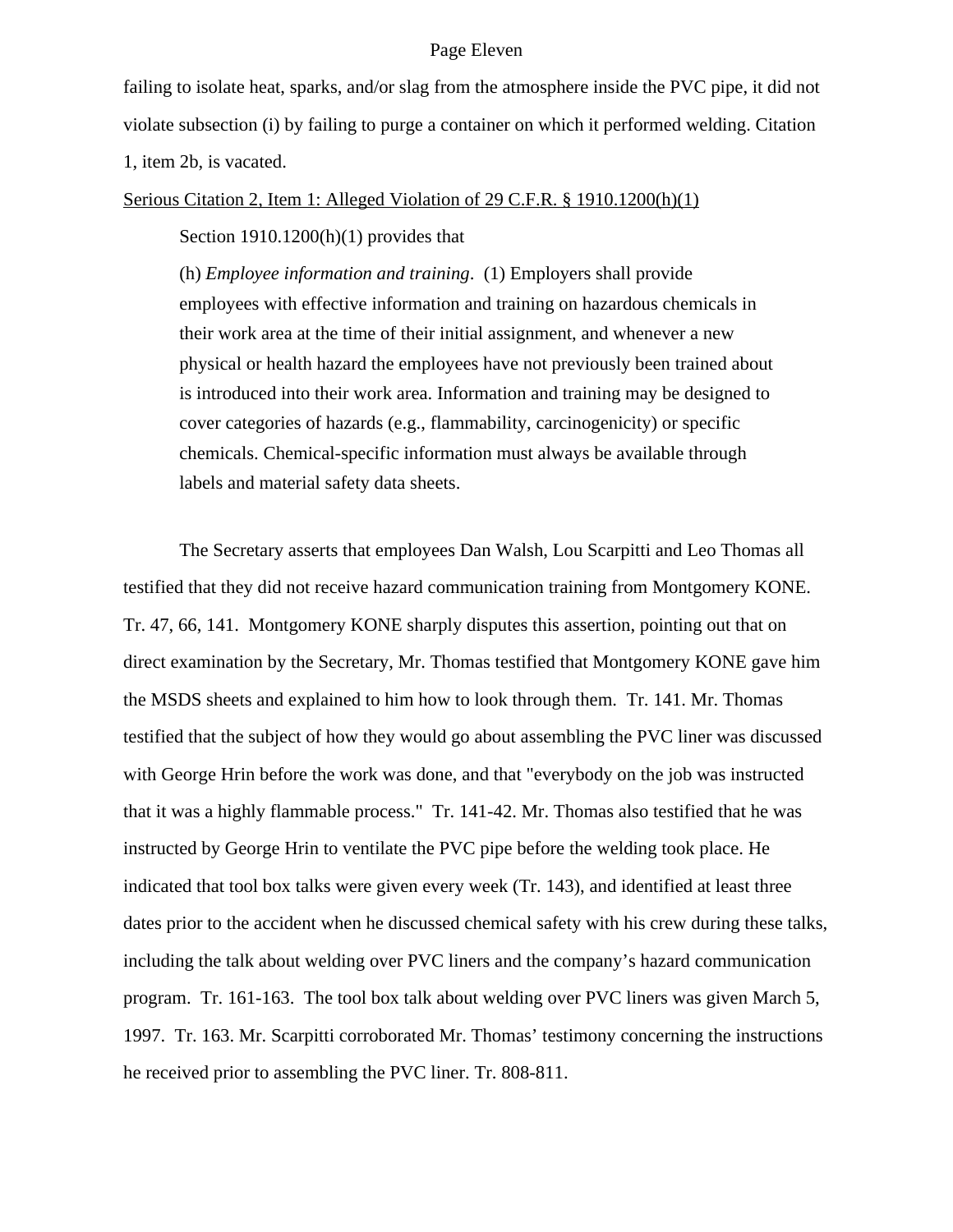failing to isolate heat, sparks, and/or slag from the atmosphere inside the PVC pipe, it did not violate subsection (i) by failing to purge a container on which it performed welding. Citation 1, item 2b, is vacated.

<u>Serious Citation 2, Item 1: Alleged Violation of 29 C.F.R. § 1910.1200(h)(1)</u>

Section 1910.1200(h)(1) provides that

> (h) *Employee information and training*. (1) Employers shall provide employees with effective information and training on hazardous chemicals in their work area at the time of their initial assignment, and whenever a new physical or health hazard the employees have not previously been trained about is introduced into their work area. Information and training may be designed to cover categories of hazards (e.g., flammability, carcinogenicity) or specific chemicals. Chemical-specific information must always be available through labels and material safety data sheets.

The Secretary asserts that employees Dan Walsh, Lou Scarpitti and Leo Thomas all testified that they did not receive hazard communication training from Montgomery KONE. Tr. 47, 66, 141. Montgomery KONE sharply disputes this assertion, pointing out that on direct examination by the Secretary, Mr. Thomas testified that Montgomery KONE gave him the MSDS sheets and explained to him how to look through them. Tr. 141. Mr. Thomas testified that the subject of how they would go about assembling the PVC liner was discussed with George Hrin before the work was done, and that "everybody on the job was instructed that it was a highly flammable process." Tr. 141-42. Mr. Thomas also testified that he was instructed by George Hrin to ventilate the PVC pipe before the welding took place. He indicated that tool box talks were given every week (Tr. 143), and identified at least three dates prior to the accident when he discussed chemical safety with his crew during these talks, including the talk about welding over PVC liners and the company's hazard communication program. Tr. 161-163. The tool box talk about welding over PVC liners was given March 5, 1997. Tr. 163. Mr. Scarpitti corroborated Mr. Thomas' testimony concerning the instructions he received prior to assembling the PVC liner. Tr. 808-811.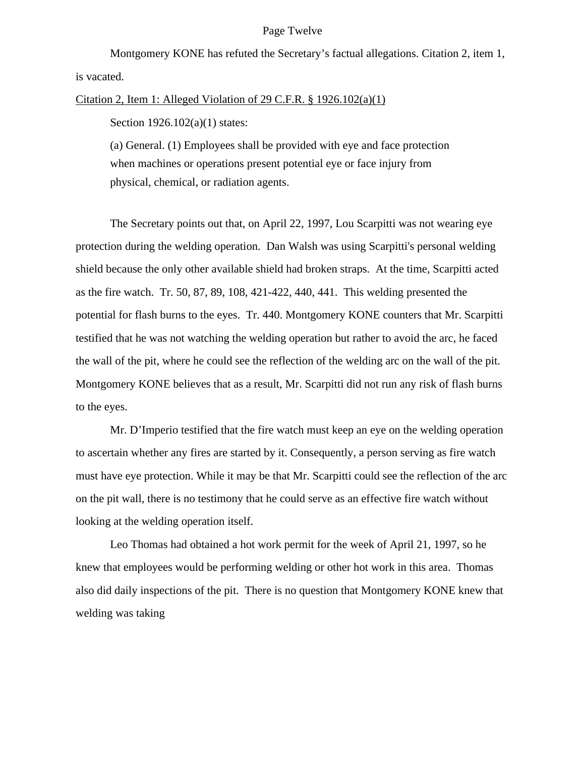Montgomery KONE has refuted the Secretary's factual allegations. Citation 2, item 1, is vacated.

Citation 2, Item 1: Alleged Violation of 29 C.F.R. § 1926.102(a)(1)

Section 1926.102(a)(1) states:

> (a) General. (1) Employees shall be provided with eye and face protection when machines or operations present potential eye or face injury from physical, chemical, or radiation agents.

The Secretary points out that, on April 22, 1997, Lou Scarpitti was not wearing eye protection during the welding operation. Dan Walsh was using Scarpitti's personal welding shield because the only other available shield had broken straps. At the time, Scarpitti acted as the fire watch. Tr. 50, 87, 89, 108, 421-422, 440, 441. This welding presented the potential for flash burns to the eyes. Tr. 440. Montgomery KONE counters that Mr. Scarpitti testified that he was not watching the welding operation but rather to avoid the arc, he faced the wall of the pit, where he could see the reflection of the welding arc on the wall of the pit. Montgomery KONE believes that as a result, Mr. Scarpitti did not run any risk of flash burns to the eyes.

Mr. D'Imperio testified that the fire watch must keep an eye on the welding operation to ascertain whether any fires are started by it. Consequently, a person serving as fire watch must have eye protection. While it may be that Mr. Scarpitti could see the reflection of the arc on the pit wall, there is no testimony that he could serve as an effective fire watch without looking at the welding operation itself.

Leo Thomas had obtained a hot work permit for the week of April 21, 1997, so he knew that employees would be performing welding or other hot work in this area. Thomas also did daily inspections of the pit. There is no question that Montgomery KONE knew that welding was taking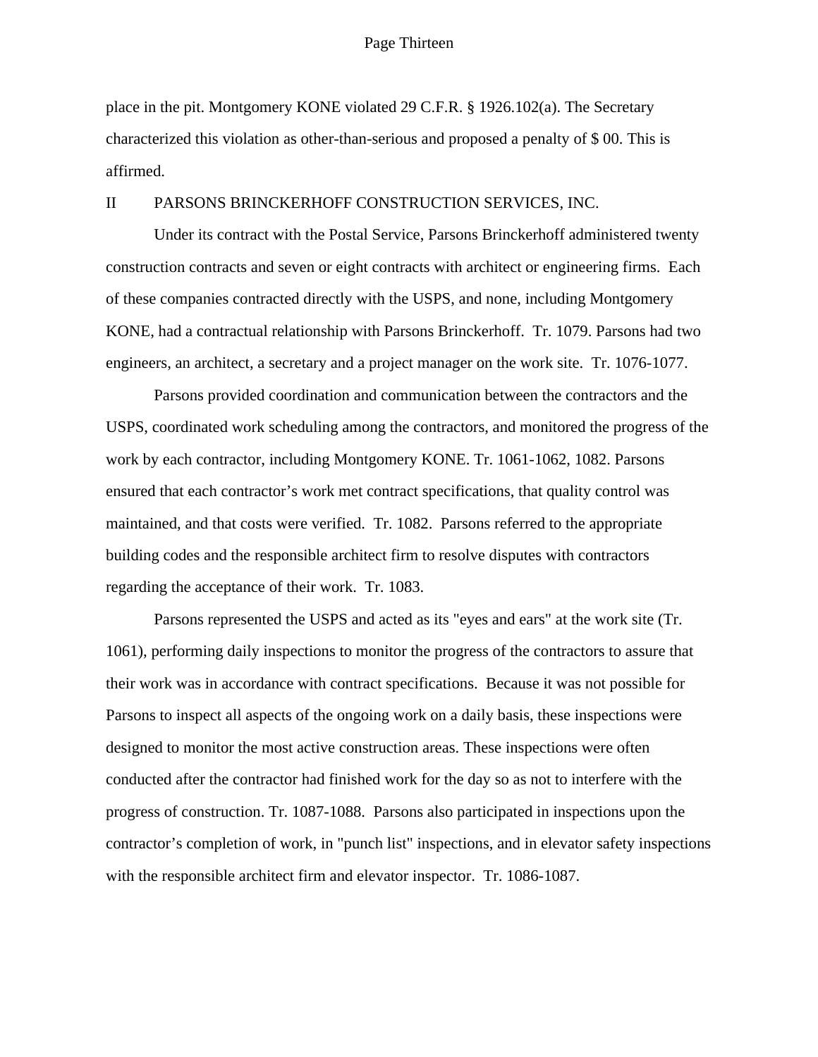place in the pit. Montgomery KONE violated 29 C.F.R. § 1926.102(a). The Secretary characterized this violation as other-than-serious and proposed a penalty of $ 00. This is affirmed.

## II PARSONS BRINCKERHOFF CONSTRUCTION SERVICES, INC.

Under its contract with the Postal Service, Parsons Brinckerhoff administered twenty construction contracts and seven or eight contracts with architect or engineering firms. Each of these companies contracted directly with the USPS, and none, including Montgomery KONE, had a contractual relationship with Parsons Brinckerhoff. Tr. 1079. Parsons had two engineers, an architect, a secretary and a project manager on the work site. Tr. 1076-1077.

Parsons provided coordination and communication between the contractors and the USPS, coordinated work scheduling among the contractors, and monitored the progress of the work by each contractor, including Montgomery KONE. Tr. 1061-1062, 1082. Parsons ensured that each contractor's work met contract specifications, that quality control was maintained, and that costs were verified. Tr. 1082. Parsons referred to the appropriate building codes and the responsible architect firm to resolve disputes with contractors regarding the acceptance of their work. Tr. 1083.

Parsons represented the USPS and acted as its "eyes and ears" at the work site (Tr. 1061), performing daily inspections to monitor the progress of the contractors to assure that their work was in accordance with contract specifications. Because it was not possible for Parsons to inspect all aspects of the ongoing work on a daily basis, these inspections were designed to monitor the most active construction areas. These inspections were often conducted after the contractor had finished work for the day so as not to interfere with the progress of construction. Tr. 1087-1088. Parsons also participated in inspections upon the contractor's completion of work, in "punch list" inspections, and in elevator safety inspections with the responsible architect firm and elevator inspector. Tr. 1086-1087.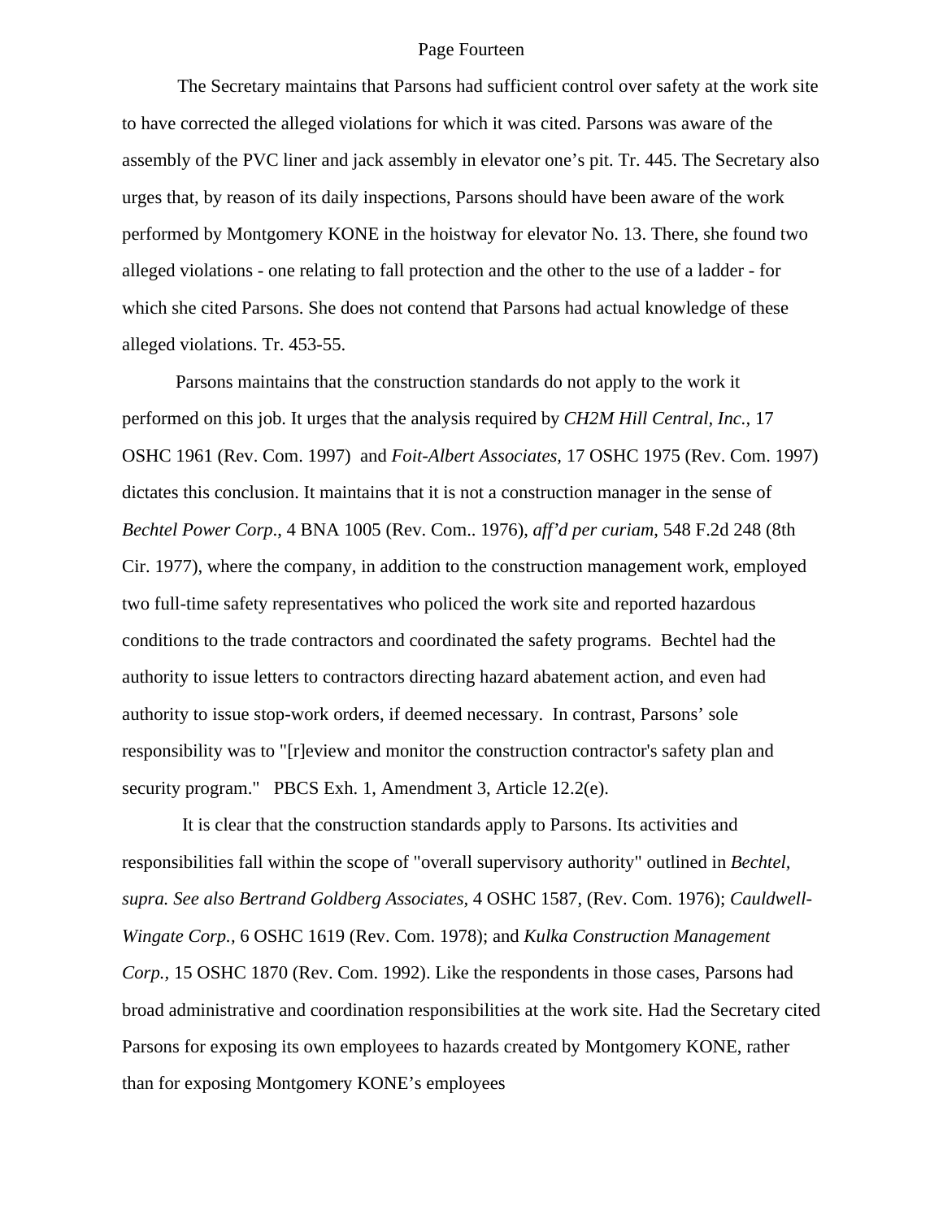The Secretary maintains that Parsons had sufficient control over safety at the work site to have corrected the alleged violations for which it was cited. Parsons was aware of the assembly of the PVC liner and jack assembly in elevator one's pit. Tr. 445. The Secretary also urges that, by reason of its daily inspections, Parsons should have been aware of the work performed by Montgomery KONE in the hoistway for elevator No. 13. There, she found two alleged violations - one relating to fall protection and the other to the use of a ladder - for which she cited Parsons. She does not contend that Parsons had actual knowledge of these alleged violations. Tr. 453-55.

Parsons maintains that the construction standards do not apply to the work it performed on this job. It urges that the analysis required by *CH2M Hill Central, Inc.,* 17 OSHC 1961 (Rev. Com. 1997) and *Foit-Albert Associates,* 17 OSHC 1975 (Rev. Com. 1997) dictates this conclusion. It maintains that it is not a construction manager in the sense of *Bechtel Power Corp*., 4 BNA 1005 (Rev. Com.. 1976), *aff'd per curiam*, 548 F.2d 248 (8th Cir. 1977), where the company, in addition to the construction management work, employed two full-time safety representatives who policed the work site and reported hazardous conditions to the trade contractors and coordinated the safety programs. Bechtel had the authority to issue letters to contractors directing hazard abatement action, and even had authority to issue stop-work orders, if deemed necessary. In contrast, Parsons' sole responsibility was to "[r]eview and monitor the construction contractor's safety plan and security program." PBCS Exh. 1, Amendment 3, Article 12.2(e).

It is clear that the construction standards apply to Parsons. Its activities and responsibilities fall within the scope of "overall supervisory authority" outlined in *Bechtel, supra. See also Bertrand Goldberg Associates*, 4 OSHC 1587, (Rev. Com. 1976); *Cauldwell-Wingate Corp.,* 6 OSHC 1619 (Rev. Com. 1978); and *Kulka Construction Management Corp.,* 15 OSHC 1870 (Rev. Com. 1992). Like the respondents in those cases, Parsons had broad administrative and coordination responsibilities at the work site. Had the Secretary cited Parsons for exposing its own employees to hazards created by Montgomery KONE, rather than for exposing Montgomery KONE's employees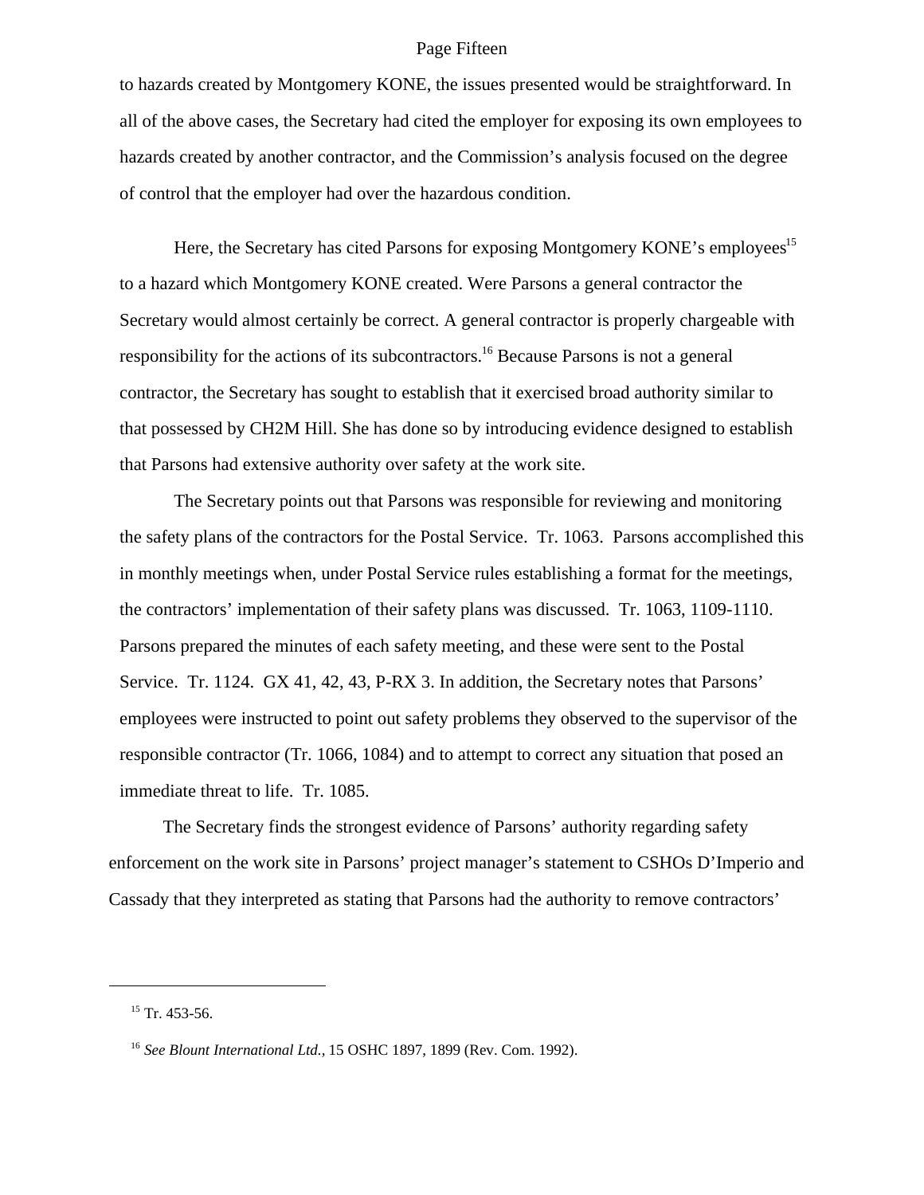to hazards created by Montgomery KONE, the issues presented would be straightforward. In all of the above cases, the Secretary had cited the employer for exposing its own employees to hazards created by another contractor, and the Commission's analysis focused on the degree of control that the employer had over the hazardous condition.

Here, the Secretary has cited Parsons for exposing Montgomery KONE's employees[15] to a hazard which Montgomery KONE created. Were Parsons a general contractor the Secretary would almost certainly be correct. A general contractor is properly chargeable with responsibility for the actions of its subcontractors.[16] Because Parsons is not a general contractor, the Secretary has sought to establish that it exercised broad authority similar to that possessed by CH2M Hill. She has done so by introducing evidence designed to establish that Parsons had extensive authority over safety at the work site.

The Secretary points out that Parsons was responsible for reviewing and monitoring the safety plans of the contractors for the Postal Service. Tr. 1063. Parsons accomplished this in monthly meetings when, under Postal Service rules establishing a format for the meetings, the contractors' implementation of their safety plans was discussed. Tr. 1063, 1109-1110. Parsons prepared the minutes of each safety meeting, and these were sent to the Postal Service. Tr. 1124. GX 41, 42, 43, P-RX 3. In addition, the Secretary notes that Parsons' employees were instructed to point out safety problems they observed to the supervisor of the responsible contractor (Tr. 1066, 1084) and to attempt to correct any situation that posed an immediate threat to life. Tr. 1085.

The Secretary finds the strongest evidence of Parsons' authority regarding safety enforcement on the work site in Parsons' project manager's statement to CSHOs D'Imperio and Cassady that they interpreted as stating that Parsons had the authority to remove contractors'

---

[15] Tr. 453-56.

[16] *See Blount International Ltd.*, 15 OSHC 1897, 1899 (Rev. Com. 1992).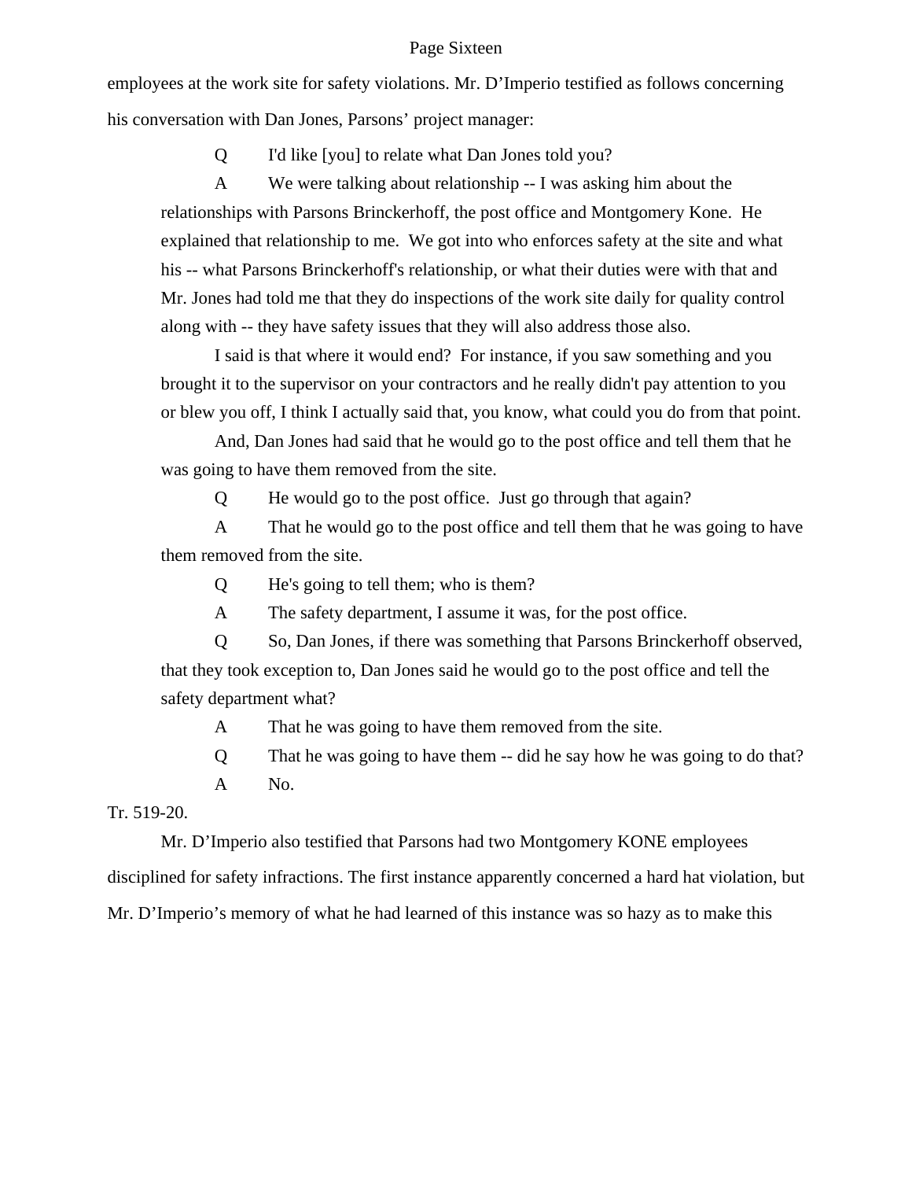employees at the work site for safety violations. Mr. D'Imperio testified as follows concerning his conversation with Dan Jones, Parsons' project manager:

> Q I'd like [you] to relate what Dan Jones told you?
>
> A We were talking about relationship -- I was asking him about the relationships with Parsons Brinckerhoff, the post office and Montgomery Kone. He explained that relationship to me. We got into who enforces safety at the site and what his -- what Parsons Brinckerhoff's relationship, or what their duties were with that and Mr. Jones had told me that they do inspections of the work site daily for quality control along with -- they have safety issues that they will also address those also.
>
> I said is that where it would end? For instance, if you saw something and you brought it to the supervisor on your contractors and he really didn't pay attention to you or blew you off, I think I actually said that, you know, what could you do from that point.
>
> And, Dan Jones had said that he would go to the post office and tell them that he was going to have them removed from the site.
>
> Q He would go to the post office. Just go through that again?
>
> A That he would go to the post office and tell them that he was going to have them removed from the site.
>
> Q He's going to tell them; who is them?
>
> A The safety department, I assume it was, for the post office.
>
> Q So, Dan Jones, if there was something that Parsons Brinckerhoff observed, that they took exception to, Dan Jones said he would go to the post office and tell the safety department what?
>
> A That he was going to have them removed from the site.
>
> Q That he was going to have them -- did he say how he was going to do that?
>
> A No.

Tr. 519-20.

Mr. D'Imperio also testified that Parsons had two Montgomery KONE employees disciplined for safety infractions. The first instance apparently concerned a hard hat violation, but Mr. D'Imperio's memory of what he had learned of this instance was so hazy as to make this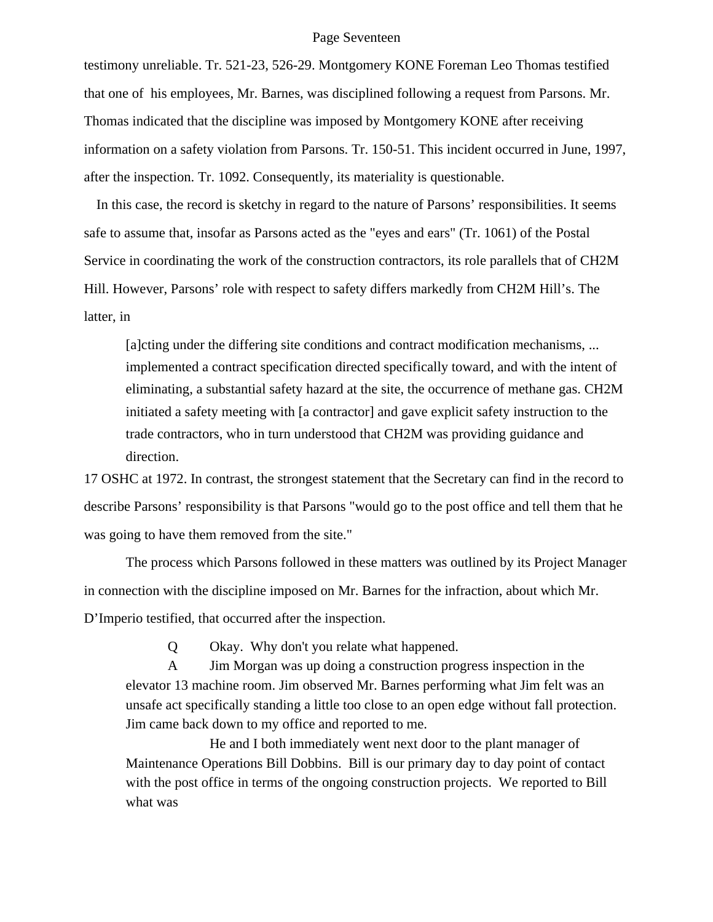testimony unreliable. Tr. 521-23, 526-29. Montgomery KONE Foreman Leo Thomas testified that one of his employees, Mr. Barnes, was disciplined following a request from Parsons. Mr. Thomas indicated that the discipline was imposed by Montgomery KONE after receiving information on a safety violation from Parsons. Tr. 150-51. This incident occurred in June, 1997, after the inspection. Tr. 1092. Consequently, its materiality is questionable.

In this case, the record is sketchy in regard to the nature of Parsons' responsibilities. It seems safe to assume that, insofar as Parsons acted as the "eyes and ears" (Tr. 1061) of the Postal Service in coordinating the work of the construction contractors, its role parallels that of CH2M Hill. However, Parsons' role with respect to safety differs markedly from CH2M Hill's. The latter, in

> [a]cting under the differing site conditions and contract modification mechanisms, ... implemented a contract specification directed specifically toward, and with the intent of eliminating, a substantial safety hazard at the site, the occurrence of methane gas. CH2M initiated a safety meeting with [a contractor] and gave explicit safety instruction to the trade contractors, who in turn understood that CH2M was providing guidance and direction.

17 OSHC at 1972. In contrast, the strongest statement that the Secretary can find in the record to describe Parsons' responsibility is that Parsons "would go to the post office and tell them that he was going to have them removed from the site."

The process which Parsons followed in these matters was outlined by its Project Manager in connection with the discipline imposed on Mr. Barnes for the infraction, about which Mr. D'Imperio testified, that occurred after the inspection.

> Q Okay. Why don't you relate what happened.
>
> A Jim Morgan was up doing a construction progress inspection in the elevator 13 machine room. Jim observed Mr. Barnes performing what Jim felt was an unsafe act specifically standing a little too close to an open edge without fall protection. Jim came back down to my office and reported to me.
>
> He and I both immediately went next door to the plant manager of Maintenance Operations Bill Dobbins. Bill is our primary day to day point of contact with the post office in terms of the ongoing construction projects. We reported to Bill what was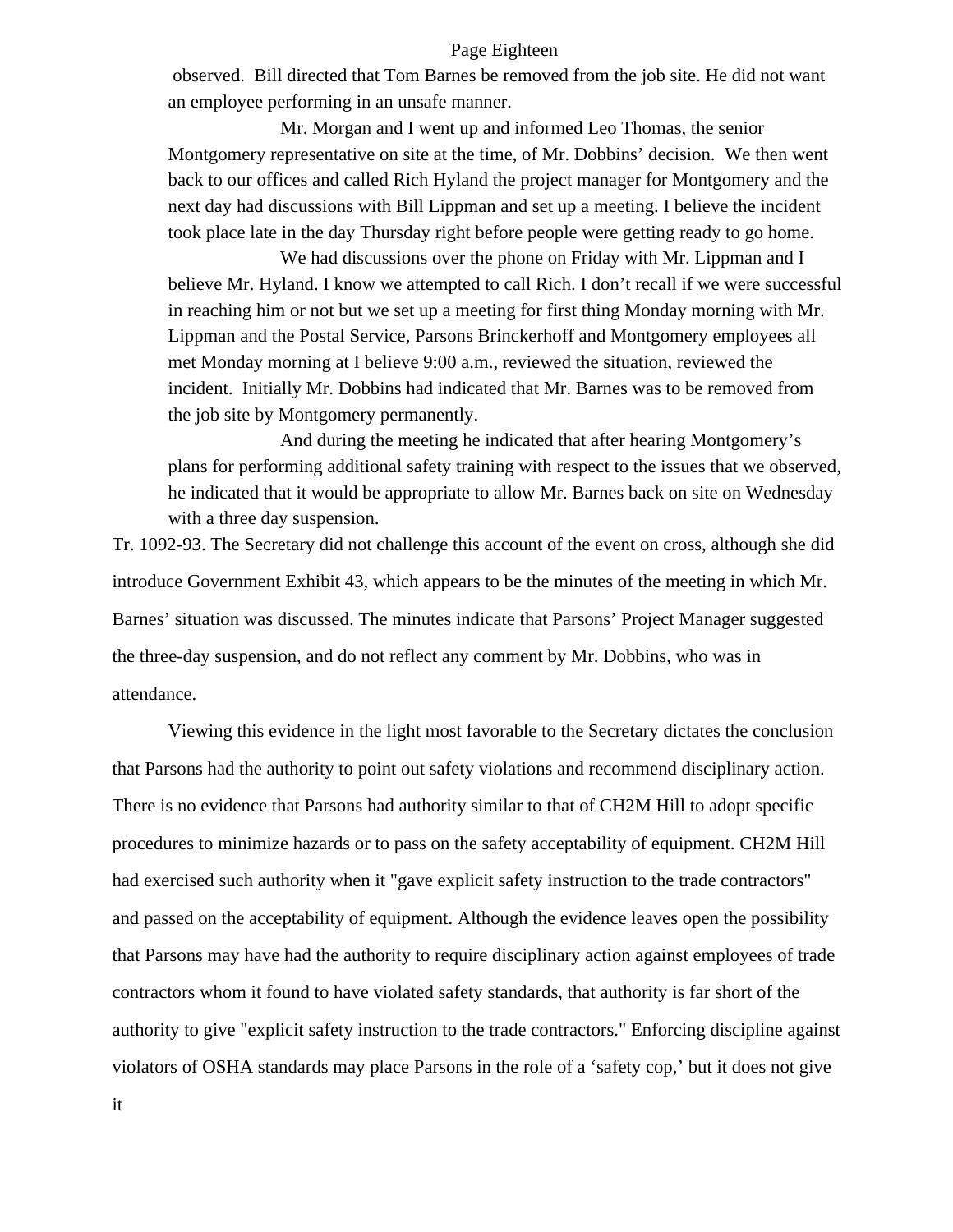observed. Bill directed that Tom Barnes be removed from the job site. He did not want an employee performing in an unsafe manner.

> Mr. Morgan and I went up and informed Leo Thomas, the senior Montgomery representative on site at the time, of Mr. Dobbins' decision. We then went back to our offices and called Rich Hyland the project manager for Montgomery and the next day had discussions with Bill Lippman and set up a meeting. I believe the incident took place late in the day Thursday right before people were getting ready to go home.
>
> We had discussions over the phone on Friday with Mr. Lippman and I believe Mr. Hyland. I know we attempted to call Rich. I don't recall if we were successful in reaching him or not but we set up a meeting for first thing Monday morning with Mr. Lippman and the Postal Service, Parsons Brinckerhoff and Montgomery employees all met Monday morning at I believe 9:00 a.m., reviewed the situation, reviewed the incident. Initially Mr. Dobbins had indicated that Mr. Barnes was to be removed from the job site by Montgomery permanently.
>
> And during the meeting he indicated that after hearing Montgomery's plans for performing additional safety training with respect to the issues that we observed, he indicated that it would be appropriate to allow Mr. Barnes back on site on Wednesday with a three day suspension.

Tr. 1092-93. The Secretary did not challenge this account of the event on cross, although she did introduce Government Exhibit 43, which appears to be the minutes of the meeting in which Mr. Barnes' situation was discussed. The minutes indicate that Parsons' Project Manager suggested the three-day suspension, and do not reflect any comment by Mr. Dobbins, who was in attendance.

Viewing this evidence in the light most favorable to the Secretary dictates the conclusion that Parsons had the authority to point out safety violations and recommend disciplinary action. There is no evidence that Parsons had authority similar to that of CH2M Hill to adopt specific procedures to minimize hazards or to pass on the safety acceptability of equipment. CH2M Hill had exercised such authority when it "gave explicit safety instruction to the trade contractors" and passed on the acceptability of equipment. Although the evidence leaves open the possibility that Parsons may have had the authority to require disciplinary action against employees of trade contractors whom it found to have violated safety standards, that authority is far short of the authority to give "explicit safety instruction to the trade contractors." Enforcing discipline against violators of OSHA standards may place Parsons in the role of a 'safety cop,' but it does not give it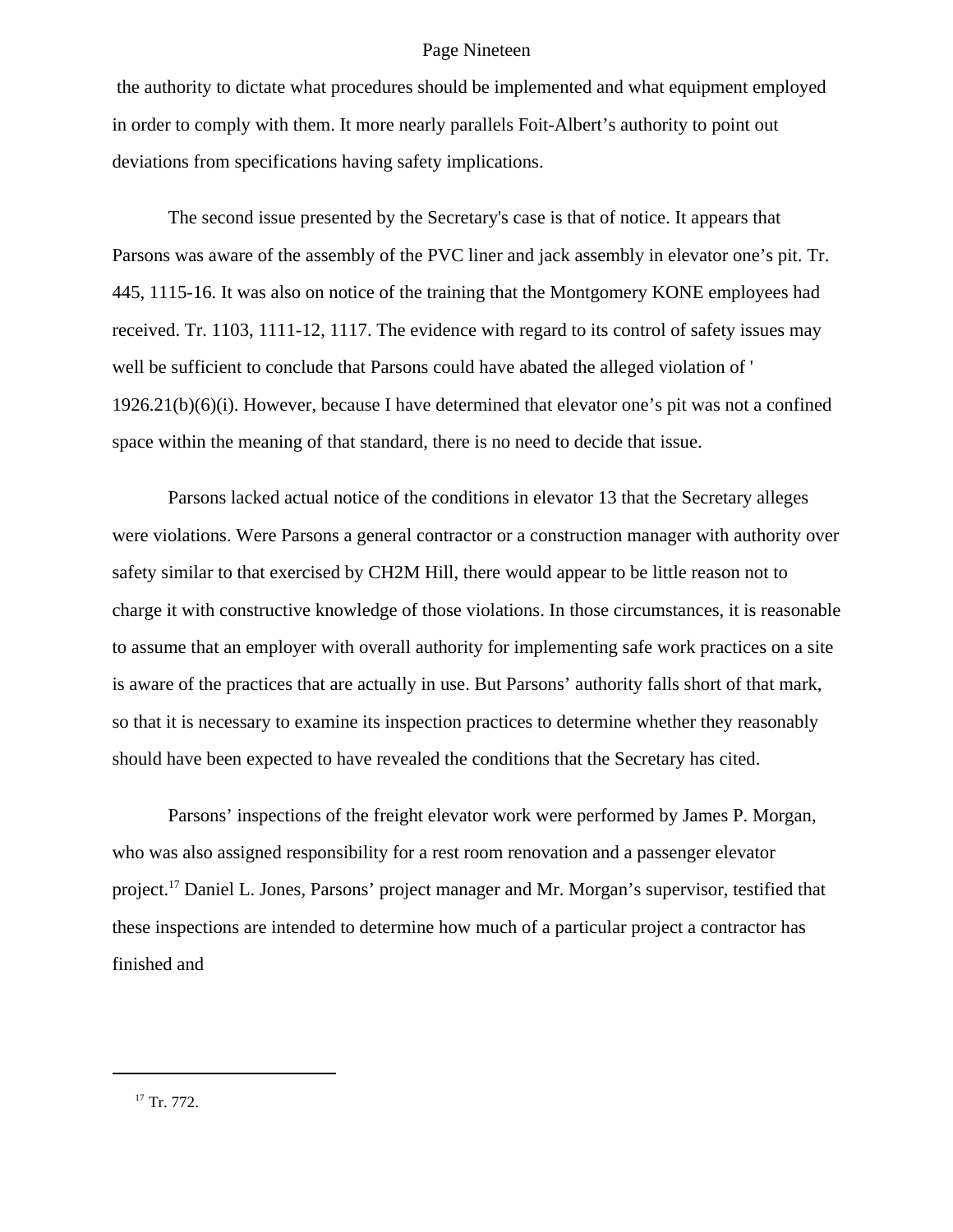the authority to dictate what procedures should be implemented and what equipment employed in order to comply with them. It more nearly parallels Foit-Albert's authority to point out deviations from specifications having safety implications.

The second issue presented by the Secretary's case is that of notice. It appears that Parsons was aware of the assembly of the PVC liner and jack assembly in elevator one's pit. Tr. 445, 1115-16. It was also on notice of the training that the Montgomery KONE employees had received. Tr. 1103, 1111-12, 1117. The evidence with regard to its control of safety issues may well be sufficient to conclude that Parsons could have abated the alleged violation of ' 1926.21(b)(6)(i). However, because I have determined that elevator one's pit was not a confined space within the meaning of that standard, there is no need to decide that issue.

Parsons lacked actual notice of the conditions in elevator 13 that the Secretary alleges were violations. Were Parsons a general contractor or a construction manager with authority over safety similar to that exercised by CH2M Hill, there would appear to be little reason not to charge it with constructive knowledge of those violations. In those circumstances, it is reasonable to assume that an employer with overall authority for implementing safe work practices on a site is aware of the practices that are actually in use. But Parsons' authority falls short of that mark, so that it is necessary to examine its inspection practices to determine whether they reasonably should have been expected to have revealed the conditions that the Secretary has cited.

Parsons' inspections of the freight elevator work were performed by James P. Morgan, who was also assigned responsibility for a rest room renovation and a passenger elevator project.[17] Daniel L. Jones, Parsons' project manager and Mr. Morgan's supervisor, testified that these inspections are intended to determine how much of a particular project a contractor has finished and

[17] Tr. 772.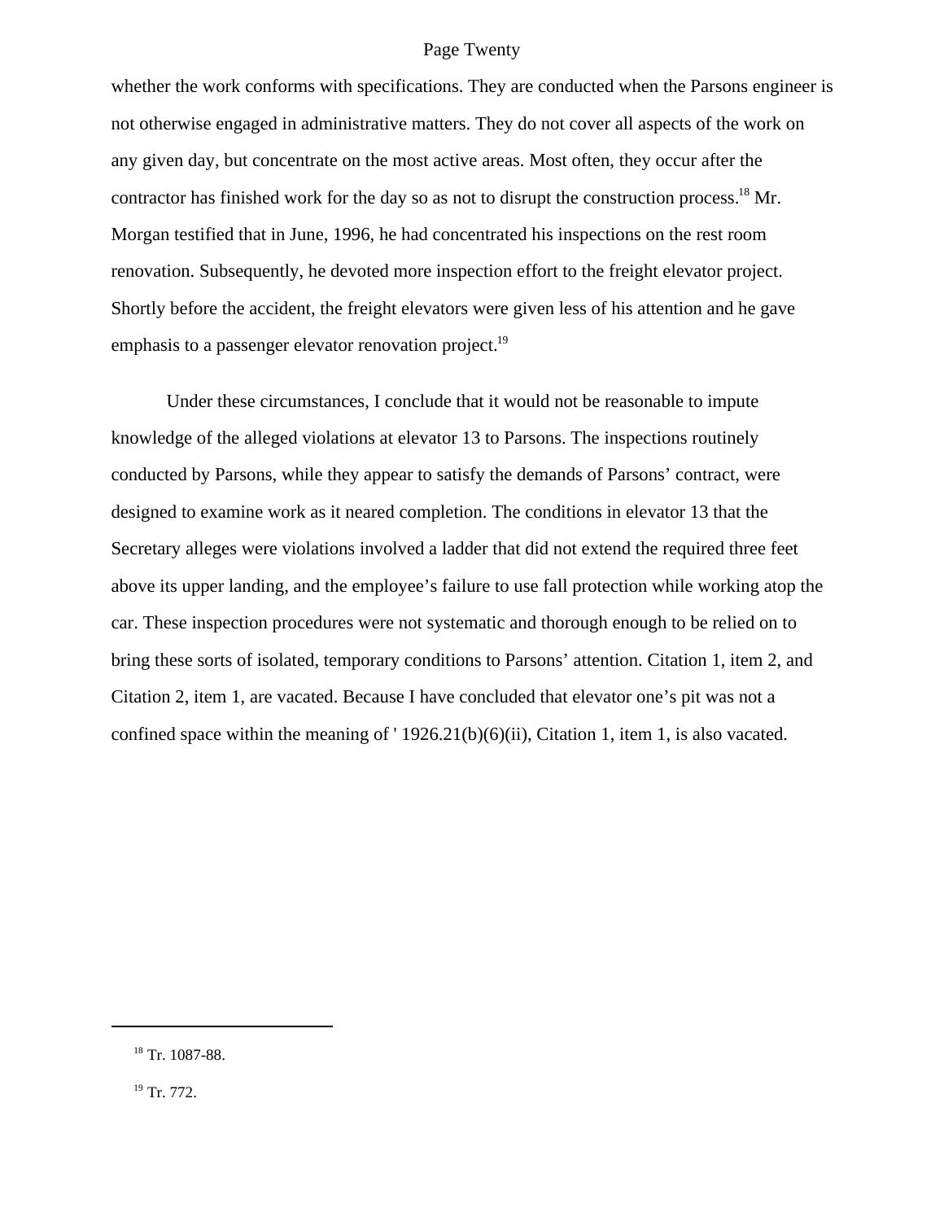whether the work conforms with specifications. They are conducted when the Parsons engineer is not otherwise engaged in administrative matters. They do not cover all aspects of the work on any given day, but concentrate on the most active areas. Most often, they occur after the contractor has finished work for the day so as not to disrupt the construction process.[18] Mr. Morgan testified that in June, 1996, he had concentrated his inspections on the rest room renovation. Subsequently, he devoted more inspection effort to the freight elevator project. Shortly before the accident, the freight elevators were given less of his attention and he gave emphasis to a passenger elevator renovation project.[19]

Under these circumstances, I conclude that it would not be reasonable to impute knowledge of the alleged violations at elevator 13 to Parsons. The inspections routinely conducted by Parsons, while they appear to satisfy the demands of Parsons' contract, were designed to examine work as it neared completion. The conditions in elevator 13 that the Secretary alleges were violations involved a ladder that did not extend the required three feet above its upper landing, and the employee's failure to use fall protection while working atop the car. These inspection procedures were not systematic and thorough enough to be relied on to bring these sorts of isolated, temporary conditions to Parsons' attention. Citation 1, item 2, and Citation 2, item 1, are vacated. Because I have concluded that elevator one's pit was not a confined space within the meaning of ' 1926.21(b)(6)(ii), Citation 1, item 1, is also vacated.

---

[18] Tr. 1087-88.

[19] Tr. 772.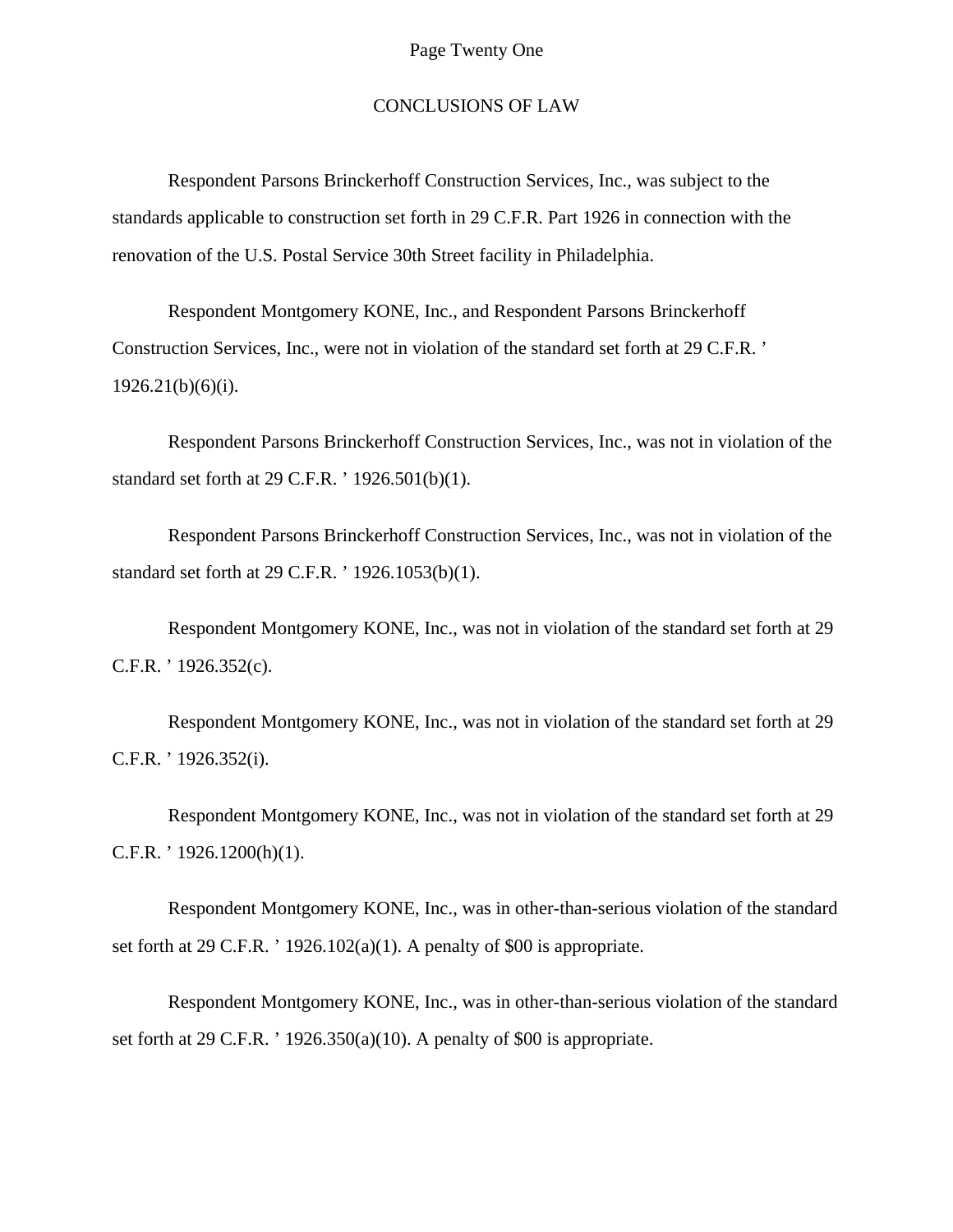## CONCLUSIONS OF LAW

Respondent Parsons Brinckerhoff Construction Services, Inc., was subject to the standards applicable to construction set forth in 29 C.F.R. Part 1926 in connection with the renovation of the U.S. Postal Service 30th Street facility in Philadelphia.

Respondent Montgomery KONE, Inc., and Respondent Parsons Brinckerhoff Construction Services, Inc., were not in violation of the standard set forth at 29 C.F.R. ’ 1926.21(b)(6)(i).

Respondent Parsons Brinckerhoff Construction Services, Inc., was not in violation of the standard set forth at 29 C.F.R. ’ 1926.501(b)(1).

Respondent Parsons Brinckerhoff Construction Services, Inc., was not in violation of the standard set forth at 29 C.F.R. ’ 1926.1053(b)(1).

Respondent Montgomery KONE, Inc., was not in violation of the standard set forth at 29 C.F.R. ’ 1926.352(c).

Respondent Montgomery KONE, Inc., was not in violation of the standard set forth at 29 C.F.R. ’ 1926.352(i).

Respondent Montgomery KONE, Inc., was not in violation of the standard set forth at 29 C.F.R. ’ 1926.1200(h)(1).

Respondent Montgomery KONE, Inc., was in other-than-serious violation of the standard set forth at 29 C.F.R. ’ 1926.102(a)(1). A penalty of $00 is appropriate.

Respondent Montgomery KONE, Inc., was in other-than-serious violation of the standard set forth at 29 C.F.R. ’ 1926.350(a)(10). A penalty of $00 is appropriate.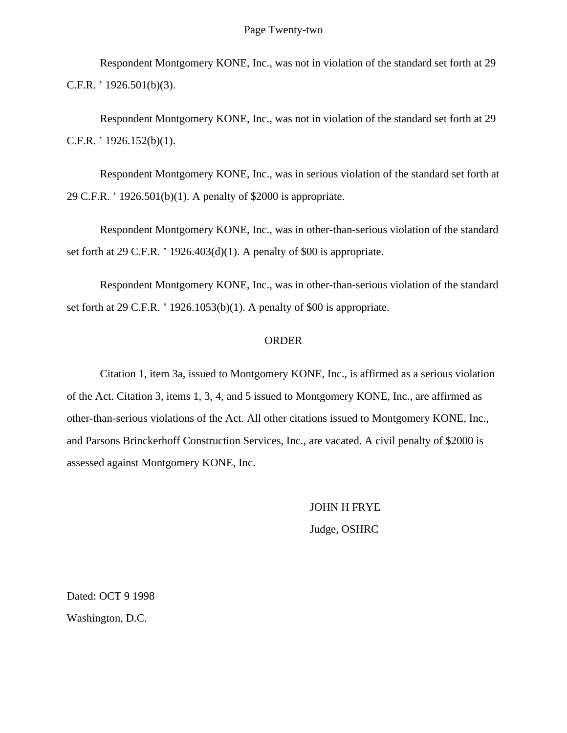Respondent Montgomery KONE, Inc., was not in violation of the standard set forth at 29 C.F.R. ’ 1926.501(b)(3).

Respondent Montgomery KONE, Inc., was not in violation of the standard set forth at 29 C.F.R. ’ 1926.152(b)(1).

Respondent Montgomery KONE, Inc., was in serious violation of the standard set forth at 29 C.F.R. ’ 1926.501(b)(1). A penalty of $2000 is appropriate.

Respondent Montgomery KONE, Inc., was in other-than-serious violation of the standard set forth at 29 C.F.R. ’ 1926.403(d)(1). A penalty of $00 is appropriate.

Respondent Montgomery KONE, Inc., was in other-than-serious violation of the standard set forth at 29 C.F.R. ’ 1926.1053(b)(1). A penalty of $00 is appropriate.

## ORDER

Citation 1, item 3a, issued to Montgomery KONE, Inc., is affirmed as a serious violation of the Act. Citation 3, items 1, 3, 4, and 5 issued to Montgomery KONE, Inc., are affirmed as other-than-serious violations of the Act. All other citations issued to Montgomery KONE, Inc., and Parsons Brinckerhoff Construction Services, Inc., are vacated. A civil penalty of $2000 is assessed against Montgomery KONE, Inc.

JOHN H FRYE
Judge, OSHRC

Dated: OCT 9 1998
Washington, D.C.